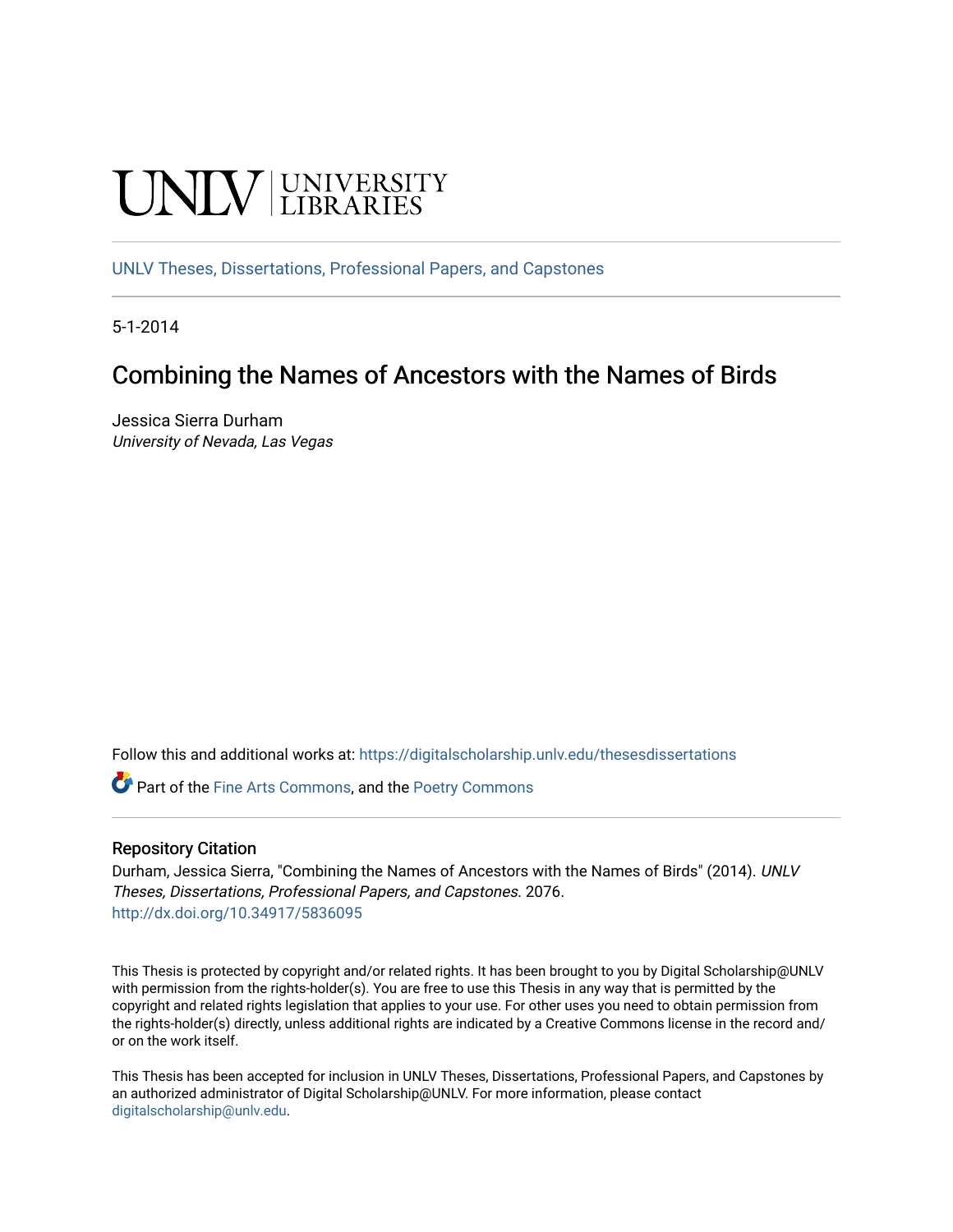UNLV | UNIVERSITY LIBRARIES

UNLV Theses, Dissertations, Professional Papers, and Capstones

5-1-2014

# Combining the Names of Ancestors with the Names of Birds

Jessica Sierra Durham
*University of Nevada, Las Vegas*

Follow this and additional works at: https://digitalscholarship.unlv.edu/thesesdissertations

Part of the Fine Arts Commons, and the Poetry Commons

### Repository Citation

Durham, Jessica Sierra, "Combining the Names of Ancestors with the Names of Birds" (2014). *UNLV Theses, Dissertations, Professional Papers, and Capstones*. 2076.
http://dx.doi.org/10.34917/5836095

This Thesis is protected by copyright and/or related rights. It has been brought to you by Digital Scholarship@UNLV with permission from the rights-holder(s). You are free to use this Thesis in any way that is permitted by the copyright and related rights legislation that applies to your use. For other uses you need to obtain permission from the rights-holder(s) directly, unless additional rights are indicated by a Creative Commons license in the record and/or on the work itself.

This Thesis has been accepted for inclusion in UNLV Theses, Dissertations, Professional Papers, and Capstones by an authorized administrator of Digital Scholarship@UNLV. For more information, please contact digitalscholarship@unlv.edu.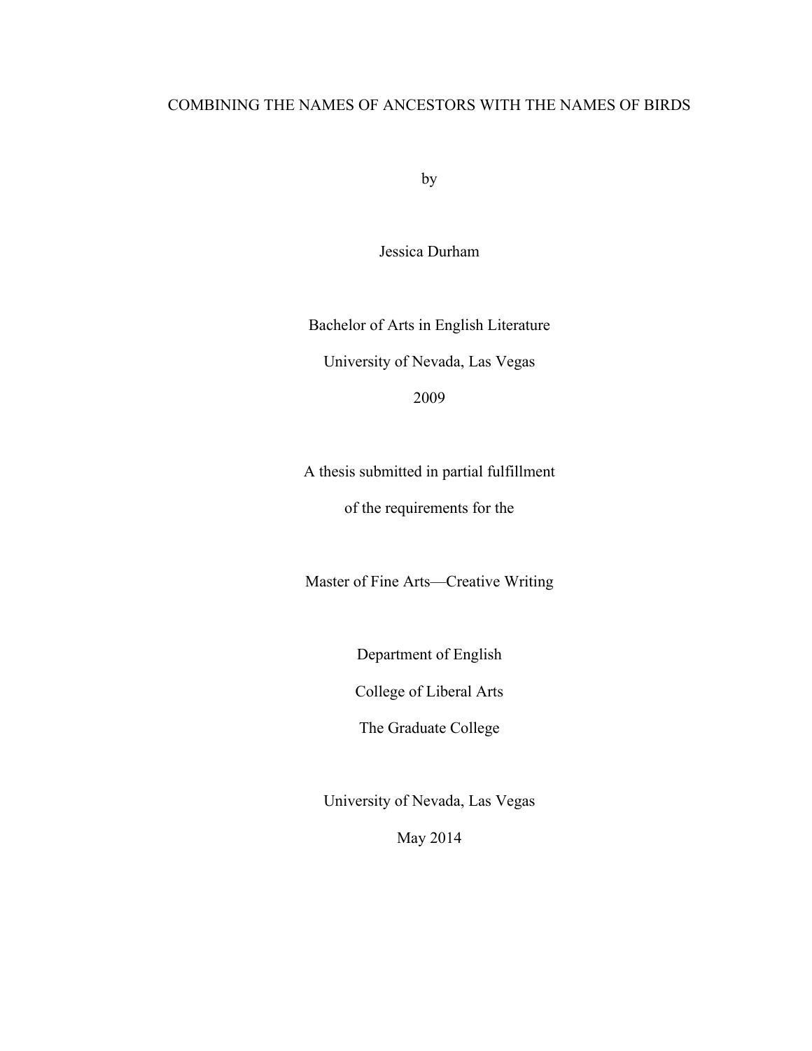# COMBINING THE NAMES OF ANCESTORS WITH THE NAMES OF BIRDS

by

Jessica Durham

Bachelor of Arts in English Literature

University of Nevada, Las Vegas

2009

A thesis submitted in partial fulfillment

of the requirements for the

Master of Fine Arts—Creative Writing

Department of English

College of Liberal Arts

The Graduate College

University of Nevada, Las Vegas

May 2014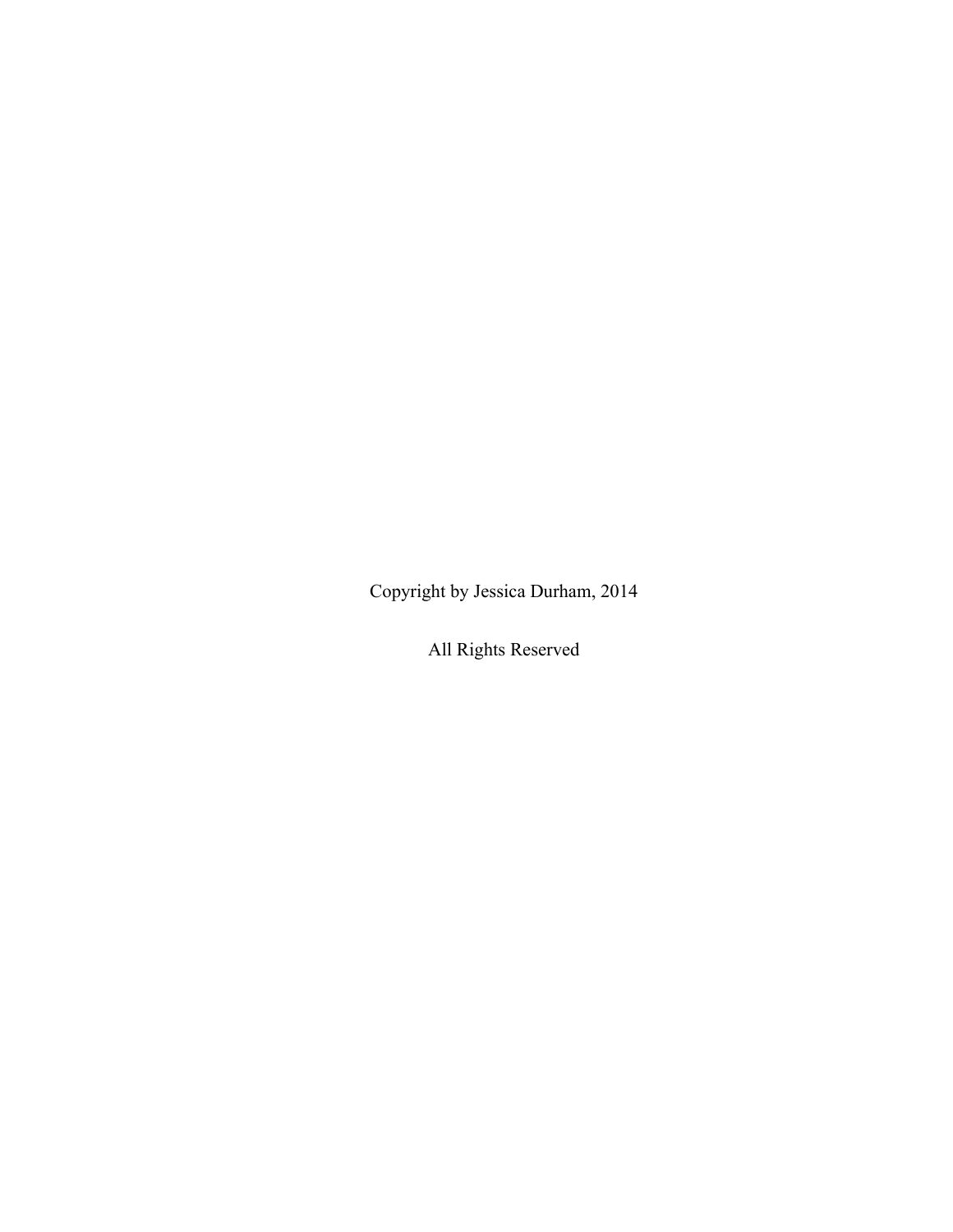Copyright by Jessica Durham, 2014

All Rights Reserved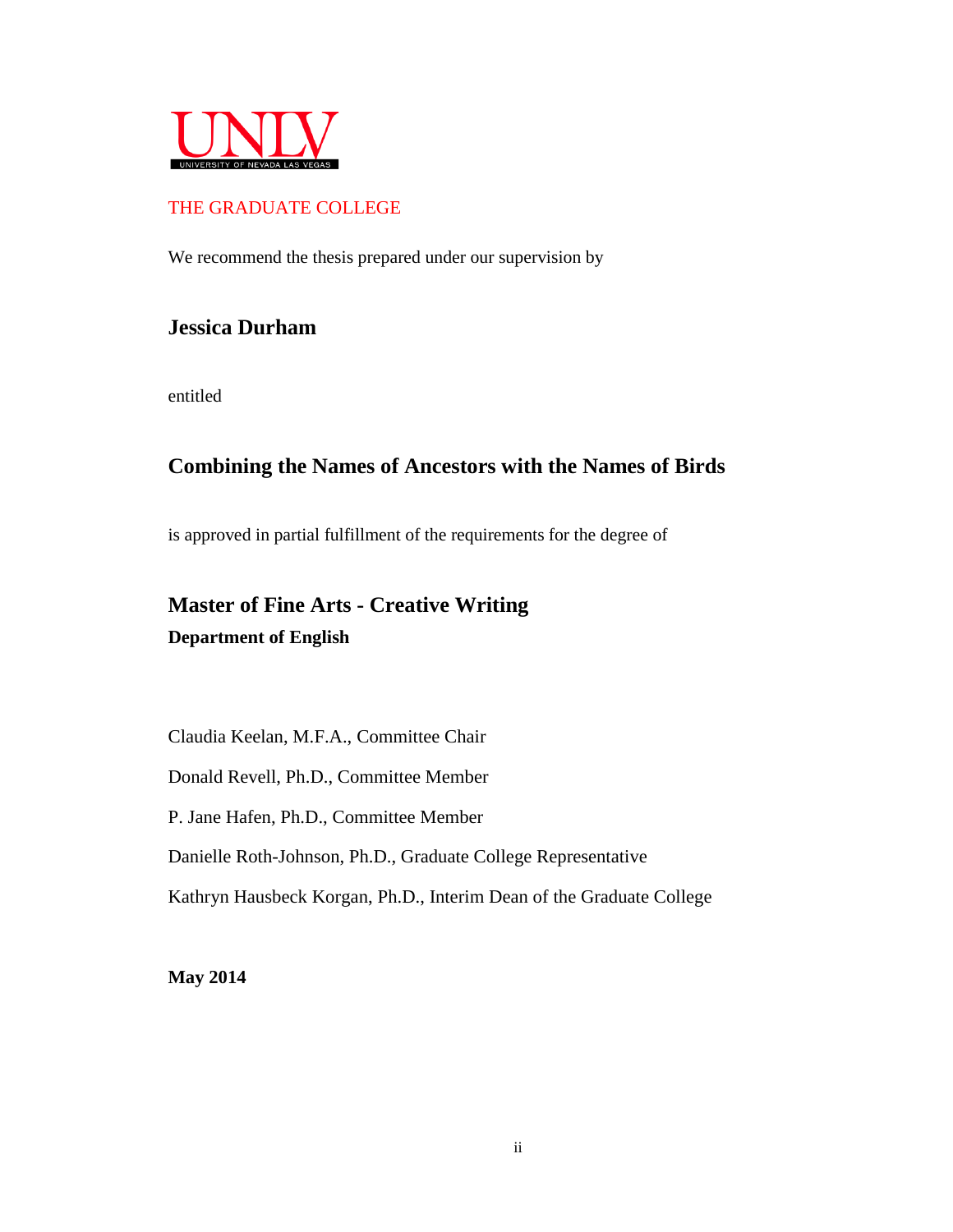UNLV

UNIVERSITY OF NEVADA LAS VEGAS

THE GRADUATE COLLEGE

We recommend the thesis prepared under our supervision by

**Jessica Durham**

entitled

**Combining the Names of Ancestors with the Names of Birds**

is approved in partial fulfillment of the requirements for the degree of

**Master of Fine Arts - Creative Writing**

**Department of English**

Claudia Keelan, M.F.A., Committee Chair

Donald Revell, Ph.D., Committee Member

P. Jane Hafen, Ph.D., Committee Member

Danielle Roth-Johnson, Ph.D., Graduate College Representative

Kathryn Hausbeck Korgan, Ph.D., Interim Dean of the Graduate College

**May 2014**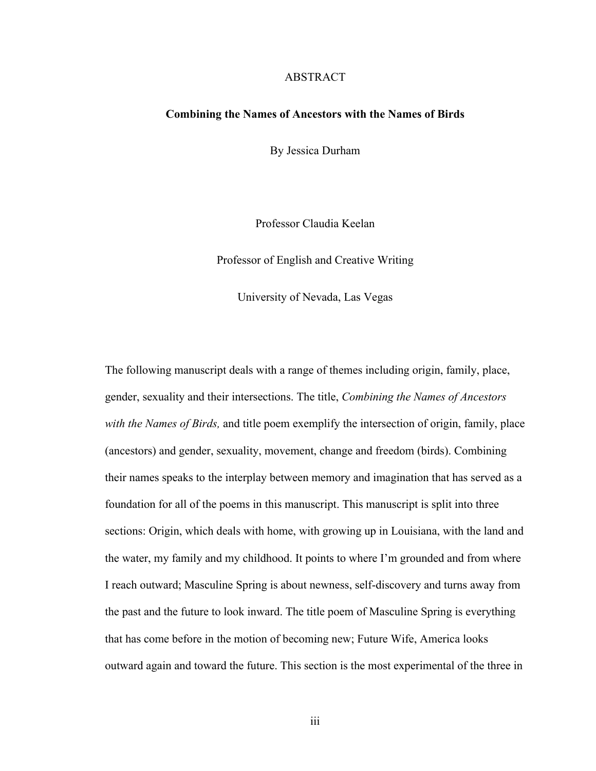# ABSTRACT

## Combining the Names of Ancestors with the Names of Birds

By Jessica Durham

Professor Claudia Keelan

Professor of English and Creative Writing

University of Nevada, Las Vegas

The following manuscript deals with a range of themes including origin, family, place, gender, sexuality and their intersections. The title, *Combining the Names of Ancestors with the Names of Birds,* and title poem exemplify the intersection of origin, family, place (ancestors) and gender, sexuality, movement, change and freedom (birds). Combining their names speaks to the interplay between memory and imagination that has served as a foundation for all of the poems in this manuscript. This manuscript is split into three sections: Origin, which deals with home, with growing up in Louisiana, with the land and the water, my family and my childhood. It points to where I'm grounded and from where I reach outward; Masculine Spring is about newness, self-discovery and turns away from the past and the future to look inward. The title poem of Masculine Spring is everything that has come before in the motion of becoming new; Future Wife, America looks outward again and toward the future. This section is the most experimental of the three in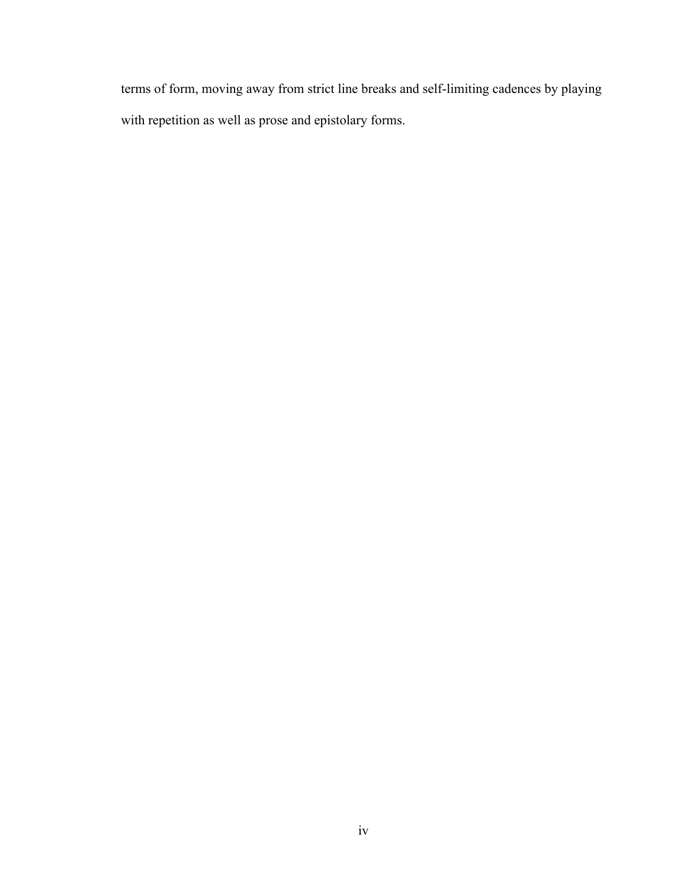terms of form, moving away from strict line breaks and self-limiting cadences by playing with repetition as well as prose and epistolary forms.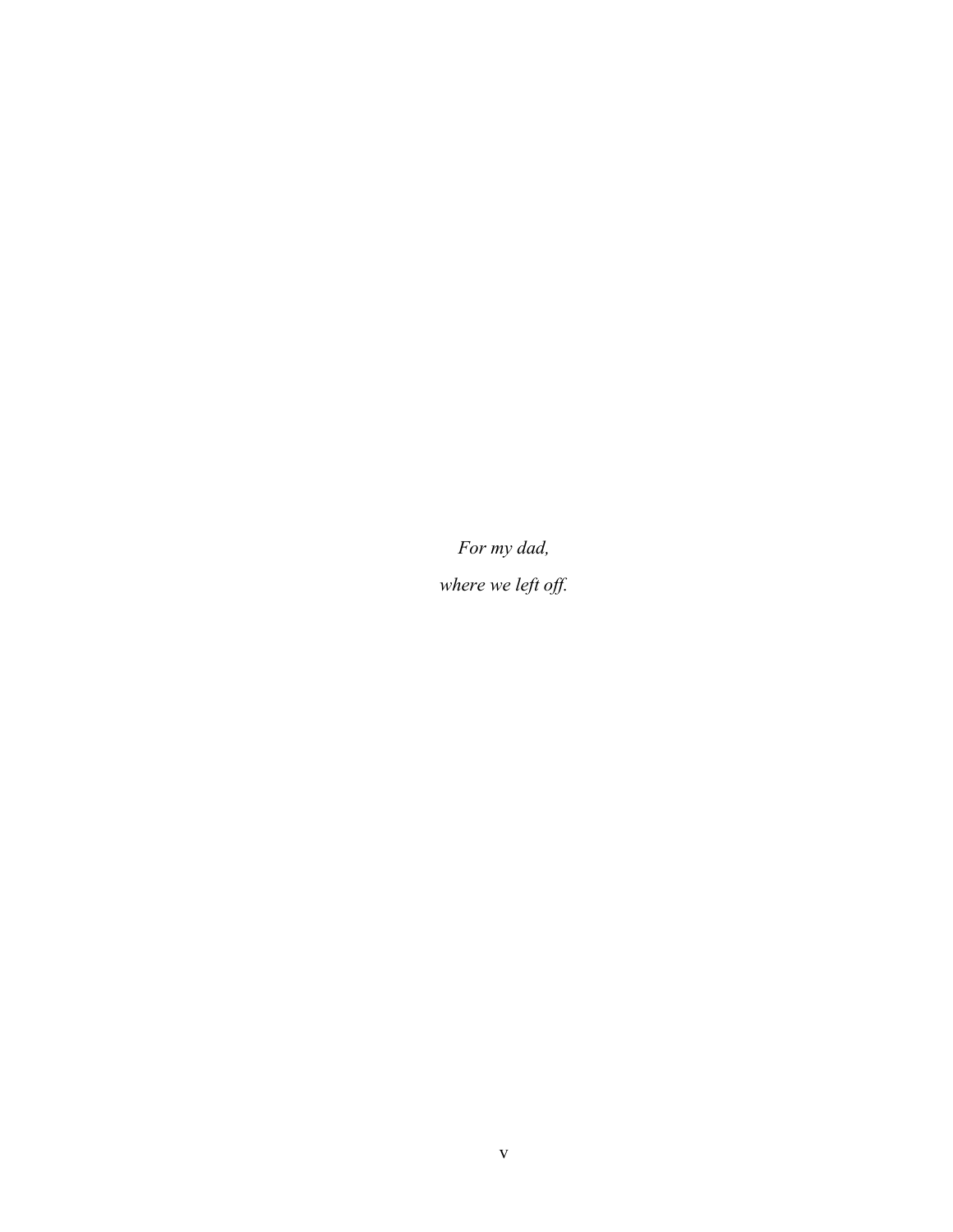*For my dad,*

*where we left off.*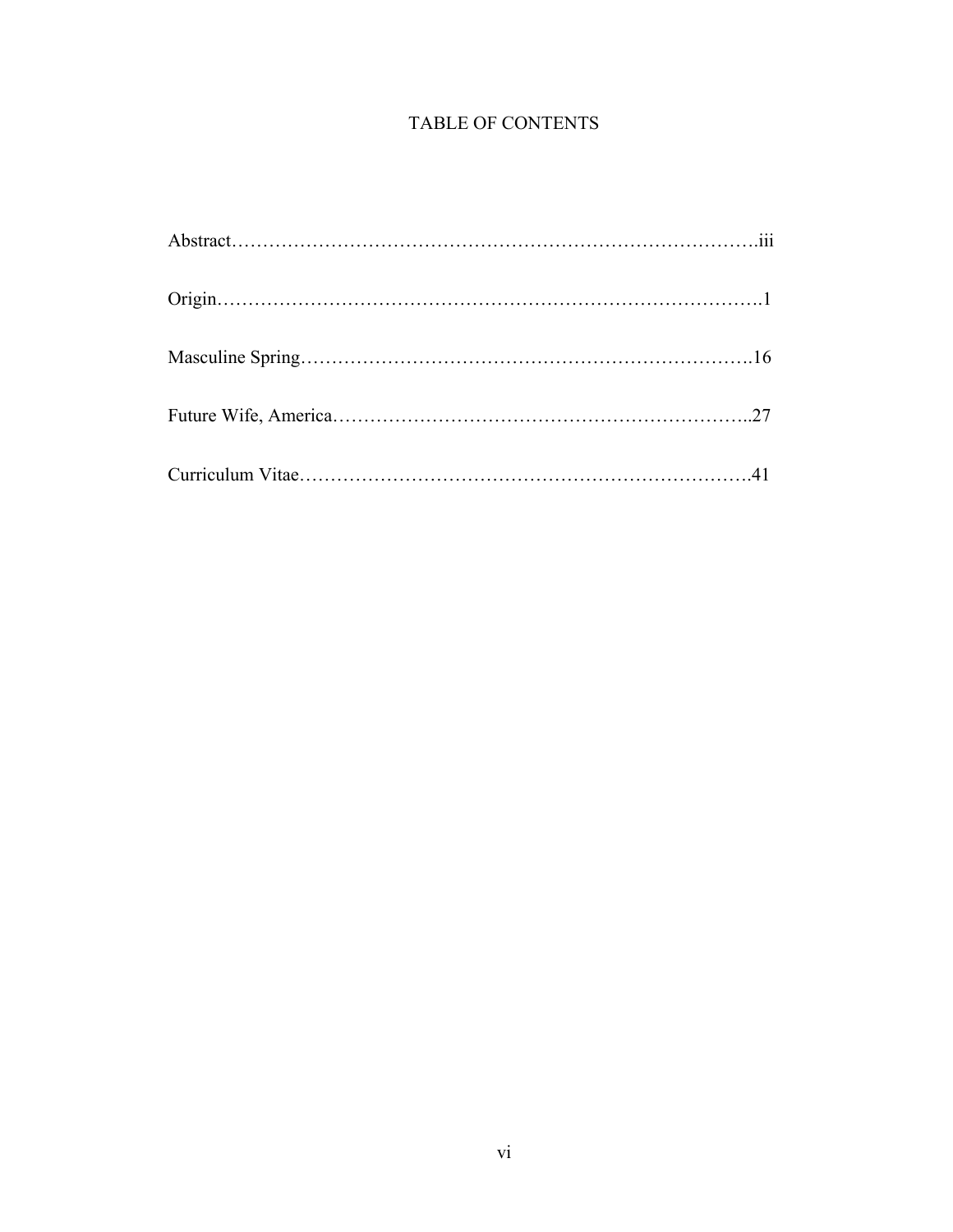# TABLE OF CONTENTS

Abstract……………………………………………………………………….iii

Origin……………………………………………………………………….1

Masculine Spring…………………………………………………………….16

Future Wife, America………………………………………………………..27

Curriculum Vitae…………………………………………………………….41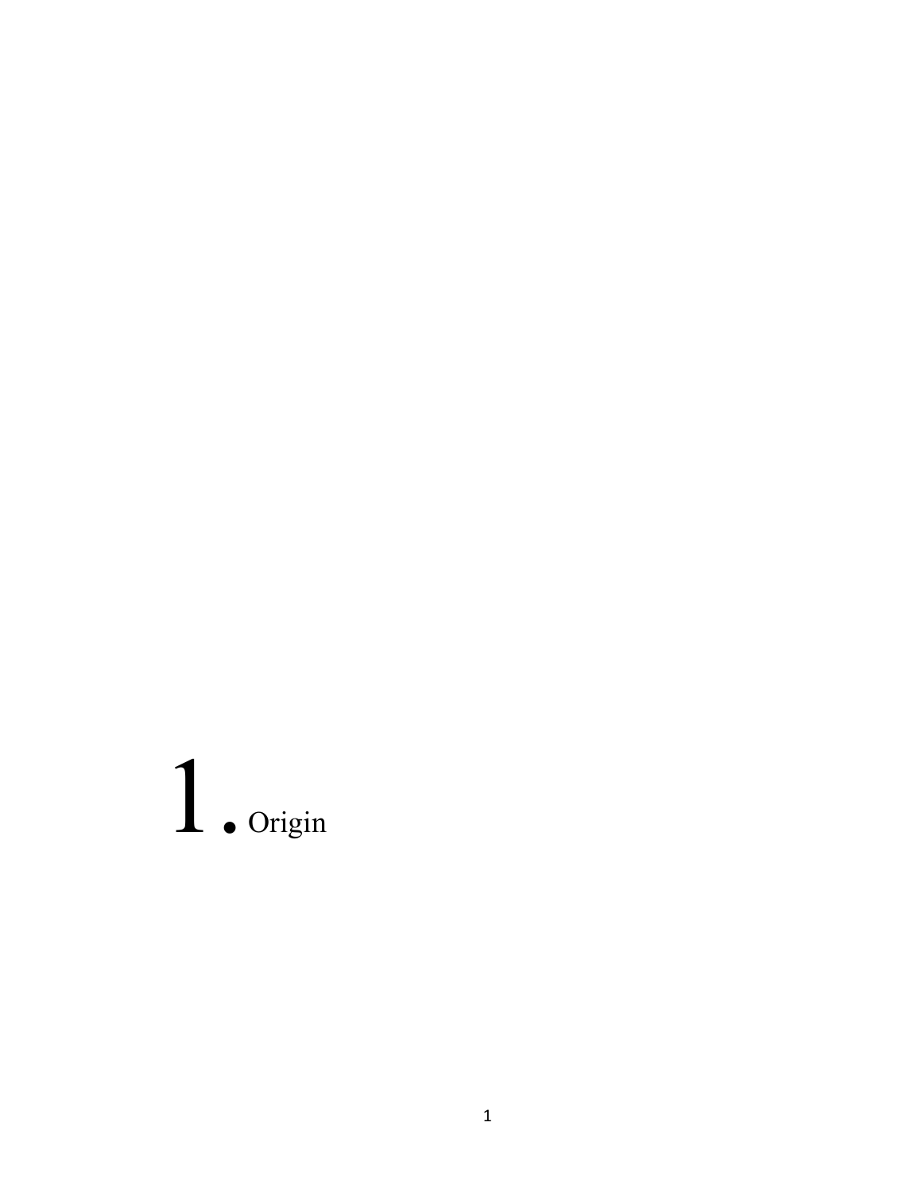# 1. Origin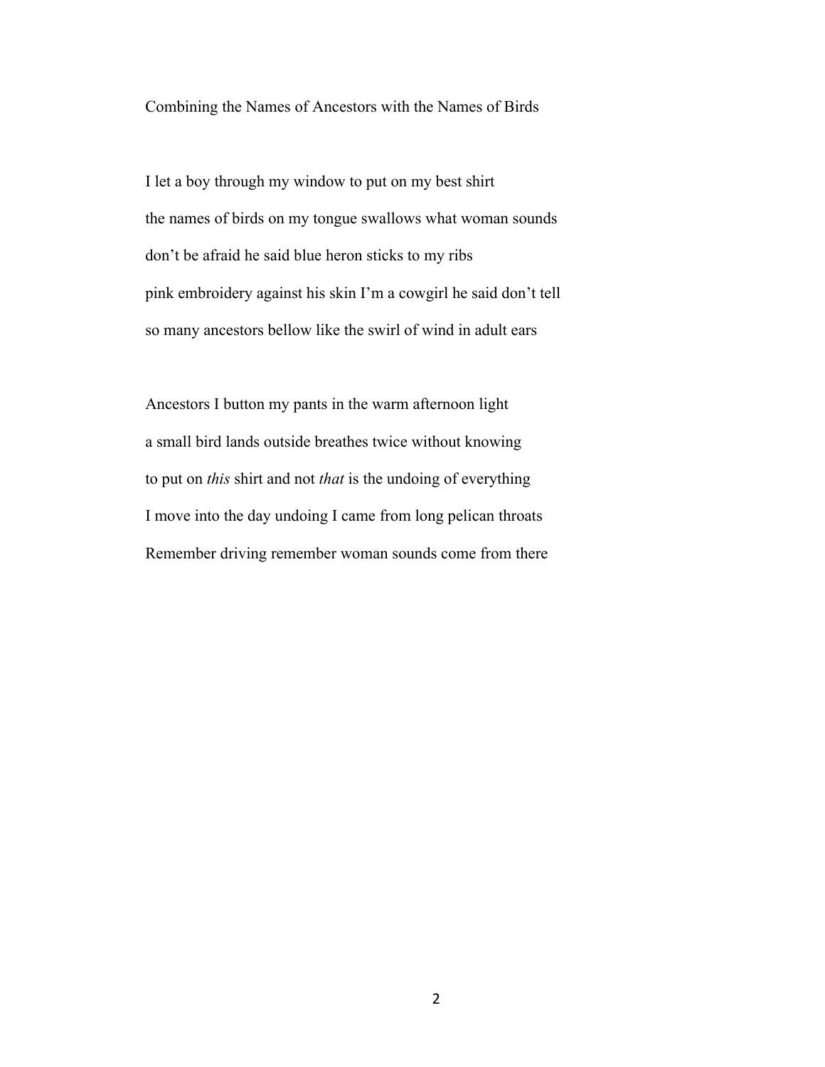## Combining the Names of Ancestors with the Names of Birds

I let a boy through my window to put on my best shirt  
the names of birds on my tongue swallows what woman sounds  
don't be afraid he said blue heron sticks to my ribs  
pink embroidery against his skin I'm a cowgirl he said don't tell  
so many ancestors bellow like the swirl of wind in adult ears

Ancestors I button my pants in the warm afternoon light  
a small bird lands outside breathes twice without knowing  
to put on *this* shirt and not *that* is the undoing of everything  
I move into the day undoing I came from long pelican throats  
Remember driving remember woman sounds come from there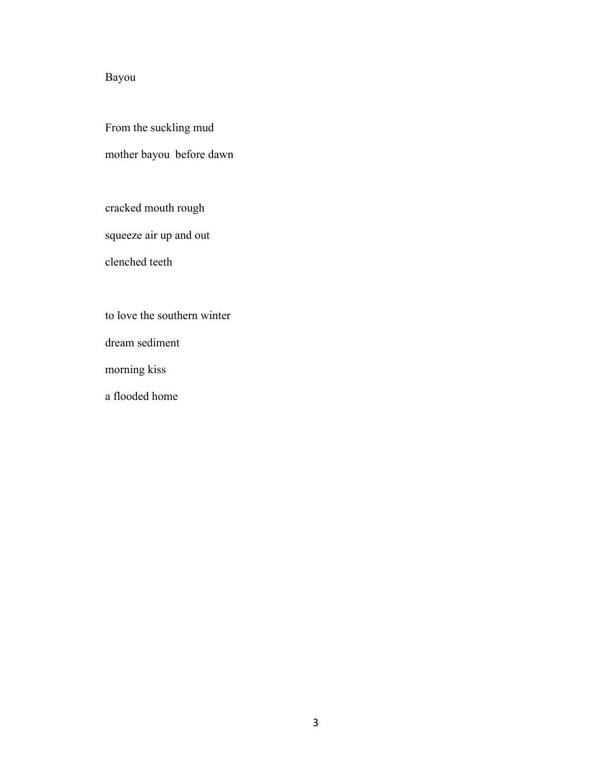## Bayou

From the suckling mud  
mother bayou  before dawn

cracked mouth rough  
squeeze air up and out  
clenched teeth

to love the southern winter  
dream sediment  
morning kiss  
a flooded home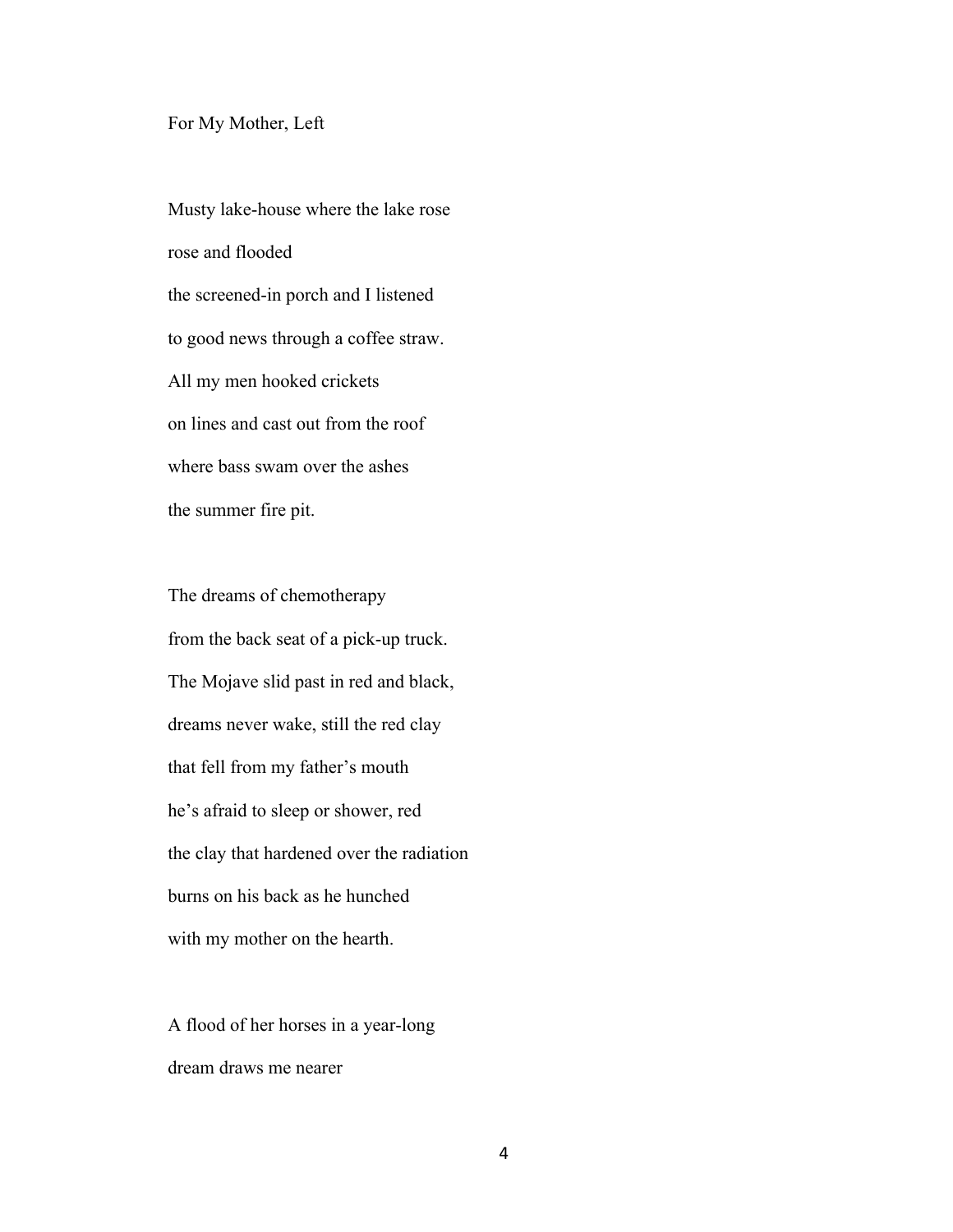## For My Mother, Left

Musty lake-house where the lake rose  
rose and flooded  
the screened-in porch and I listened  
to good news through a coffee straw.  
All my men hooked crickets  
on lines and cast out from the roof  
where bass swam over the ashes  
the summer fire pit.

The dreams of chemotherapy  
from the back seat of a pick-up truck.  
The Mojave slid past in red and black,  
dreams never wake, still the red clay  
that fell from my father's mouth  
he's afraid to sleep or shower, red  
the clay that hardened over the radiation  
burns on his back as he hunched  
with my mother on the hearth.

A flood of her horses in a year-long  
dream draws me nearer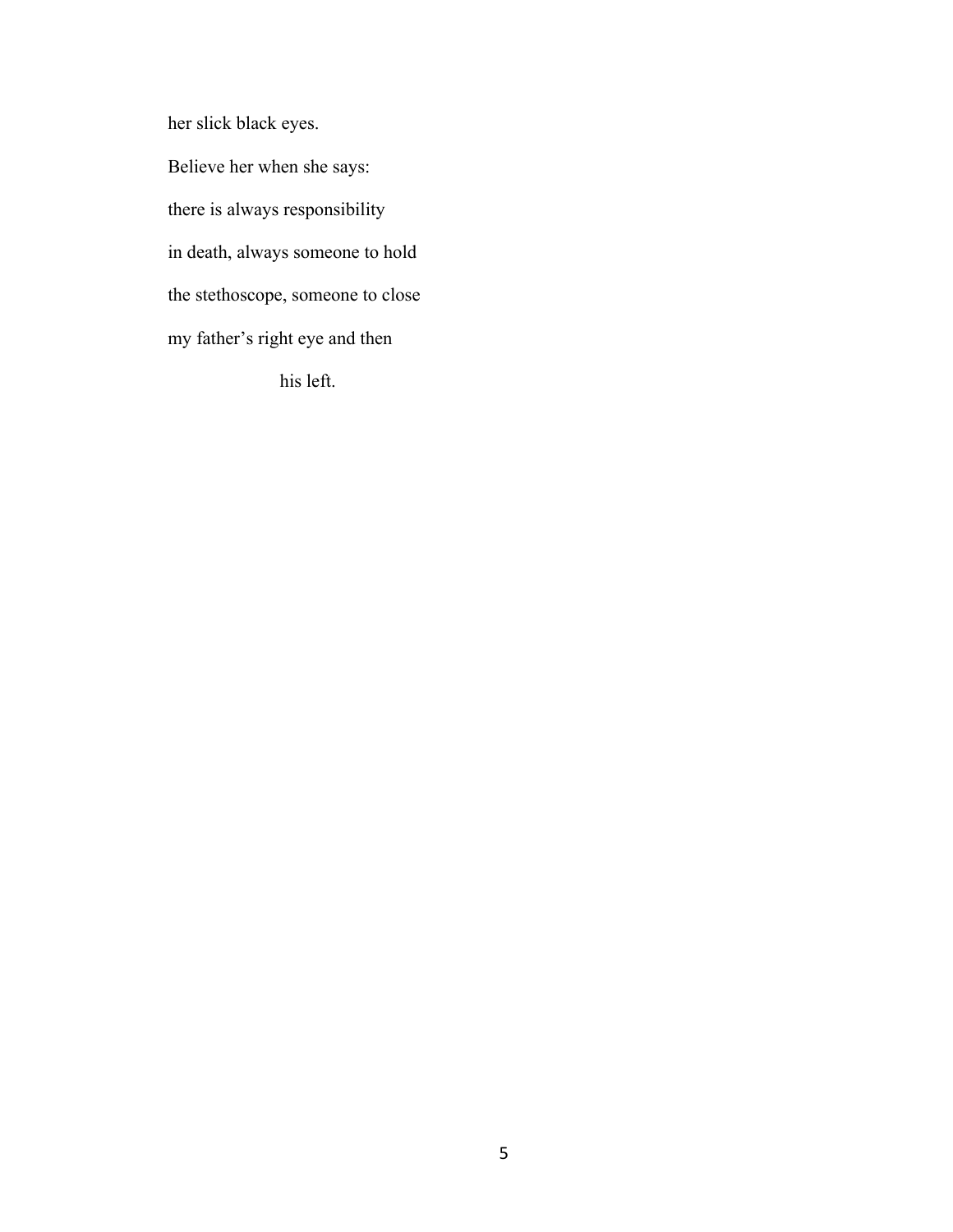her slick black eyes.

Believe her when she says:

there is always responsibility

in death, always someone to hold

the stethoscope, someone to close

my father's right eye and then

                    his left.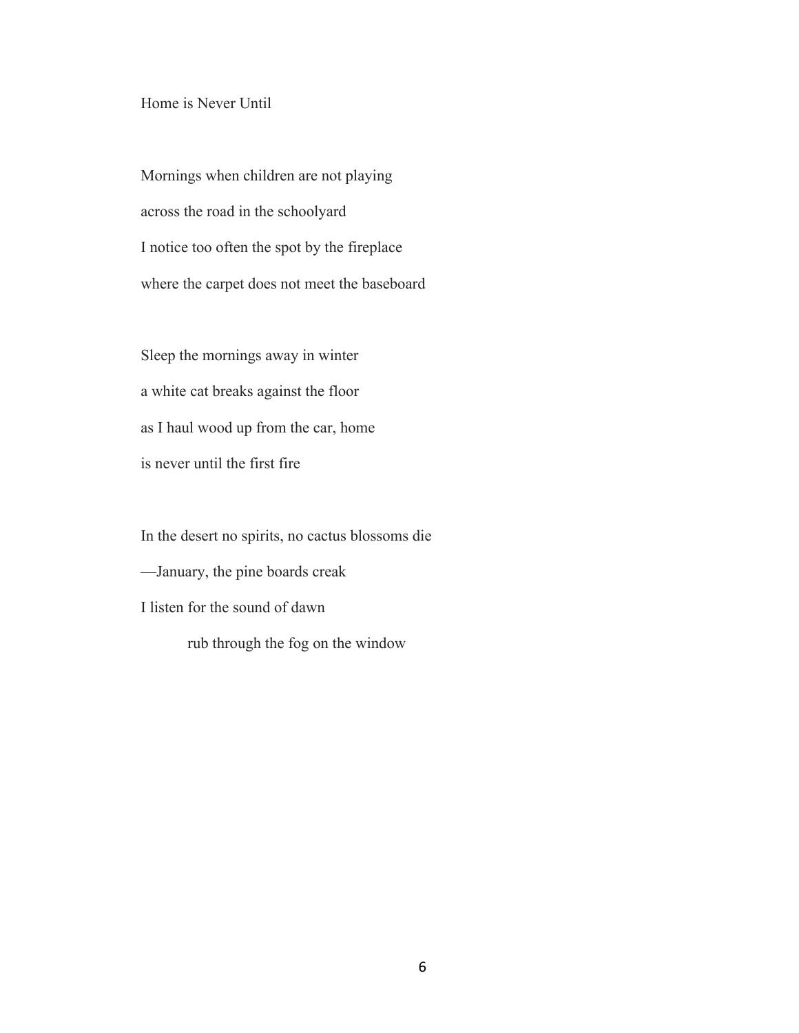## Home is Never Until

Mornings when children are not playing
across the road in the schoolyard
I notice too often the spot by the fireplace
where the carpet does not meet the baseboard

Sleep the mornings away in winter
a white cat breaks against the floor
as I haul wood up from the car, home
is never until the first fire

In the desert no spirits, no cactus blossoms die
—January, the pine boards creak
I listen for the sound of dawn
        rub through the fog on the window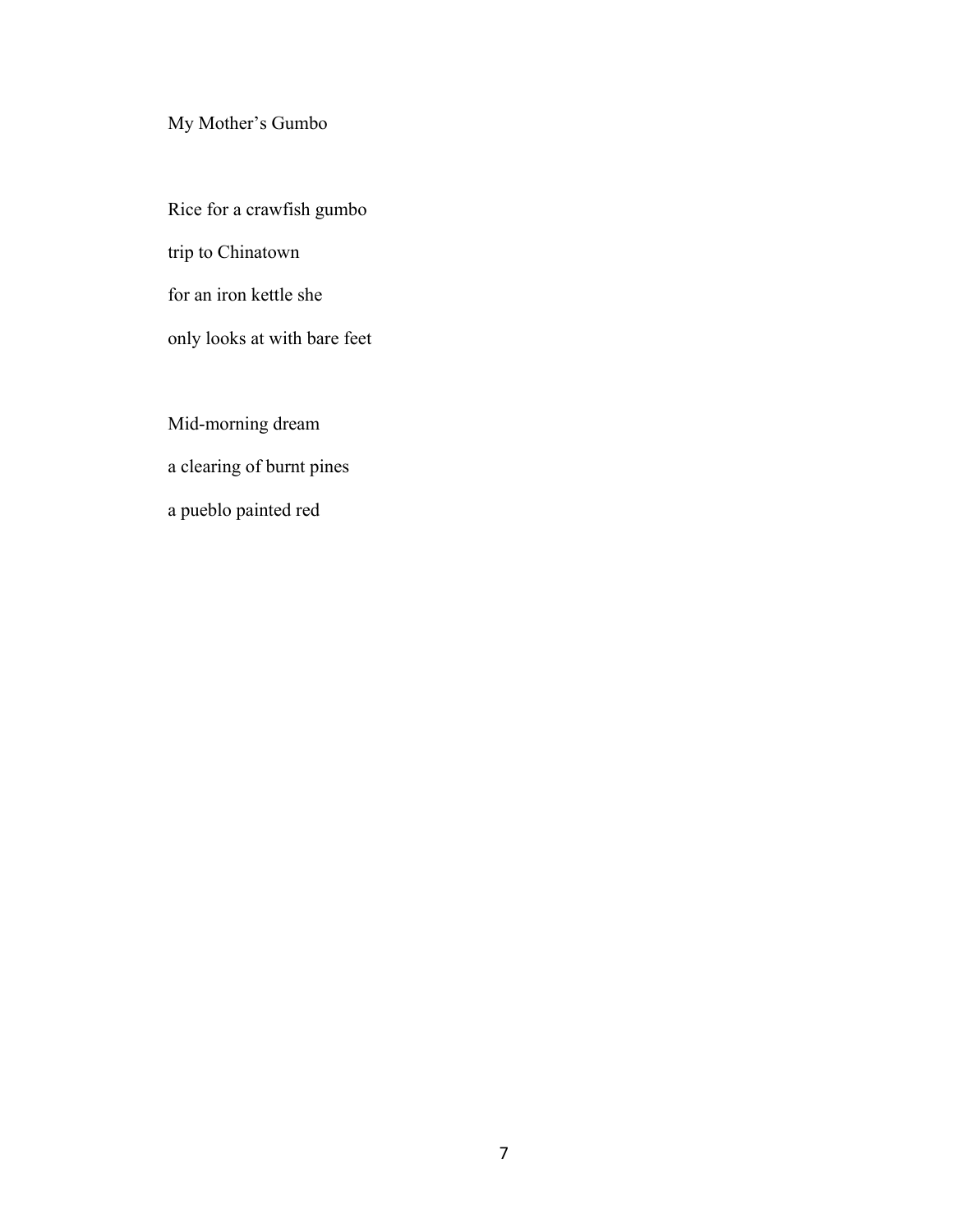# My Mother's Gumbo

Rice for a crawfish gumbo
trip to Chinatown
for an iron kettle she
only looks at with bare feet

Mid-morning dream
a clearing of burnt pines
a pueblo painted red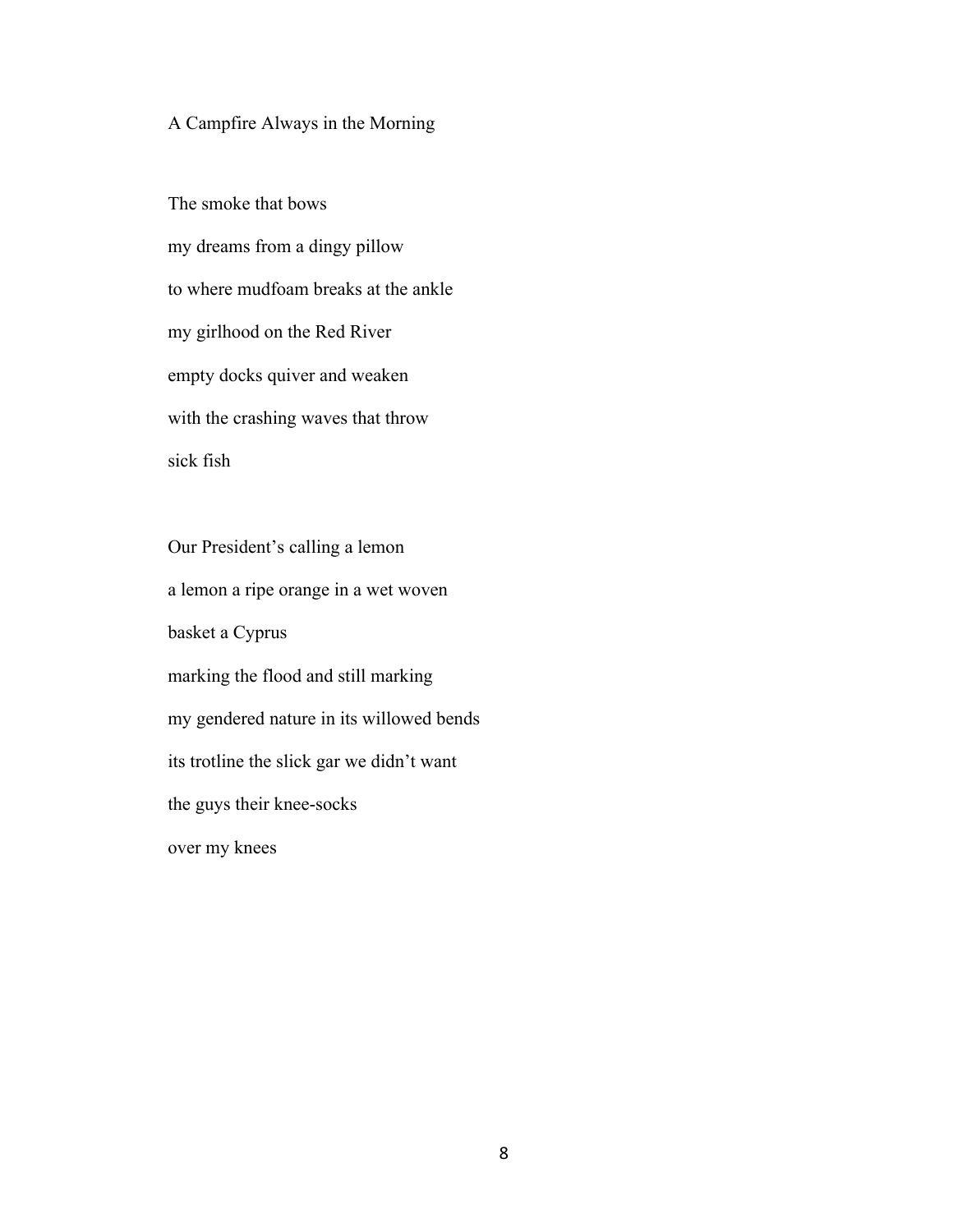## A Campfire Always in the Morning

The smoke that bows

my dreams from a dingy pillow

to where mudfoam breaks at the ankle

my girlhood on the Red River

empty docks quiver and weaken

with the crashing waves that throw

sick fish

Our President's calling a lemon

a lemon a ripe orange in a wet woven

basket a Cyprus

marking the flood and still marking

my gendered nature in its willowed bends

its trotline the slick gar we didn't want

the guys their knee-socks

over my knees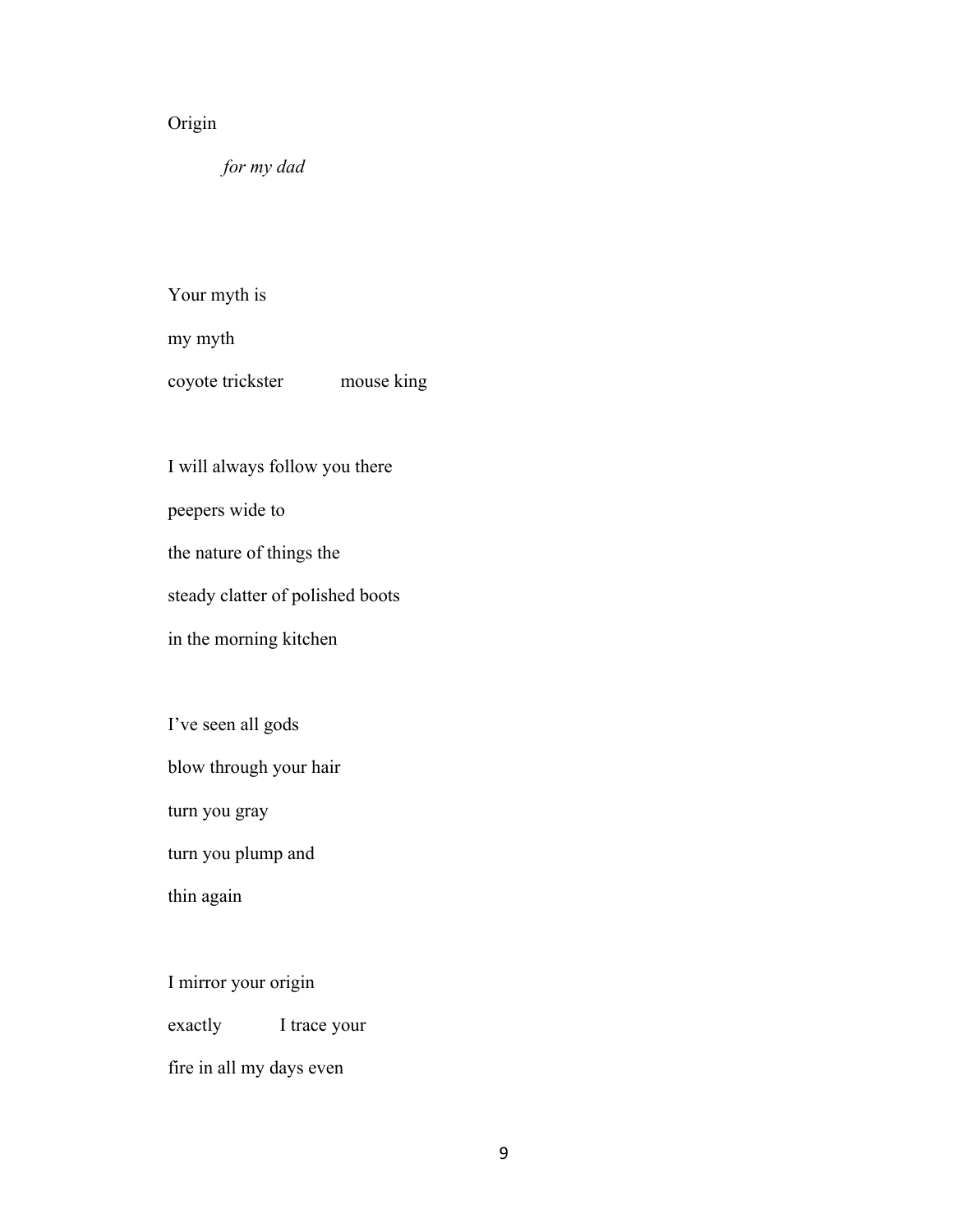Origin

*for my dad*

Your myth is
my myth
coyote trickster        mouse king

I will always follow you there
peepers wide to
the nature of things the
steady clatter of polished boots
in the morning kitchen

I've seen all gods
blow through your hair
turn you gray
turn you plump and
thin again

I mirror your origin
exactly        I trace your
fire in all my days even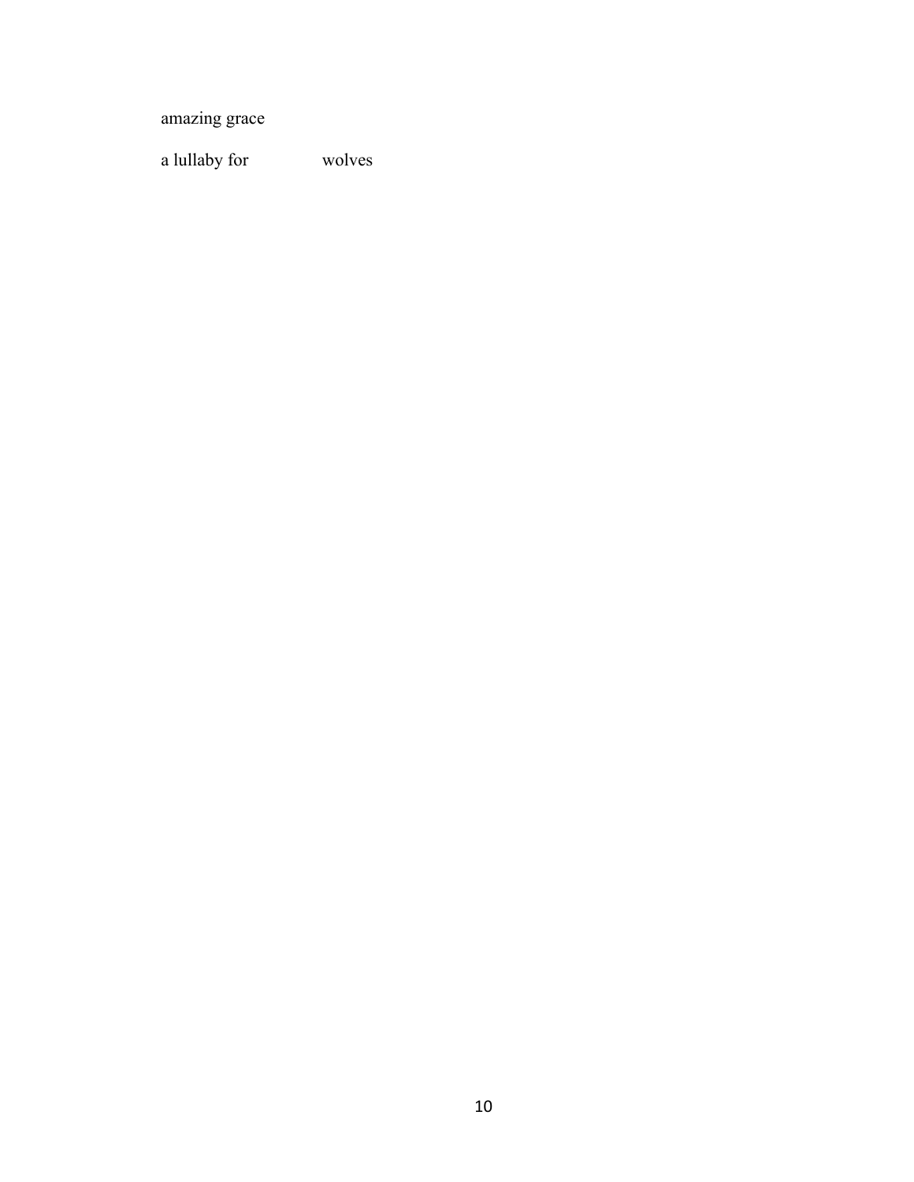amazing grace

a lullaby for                wolves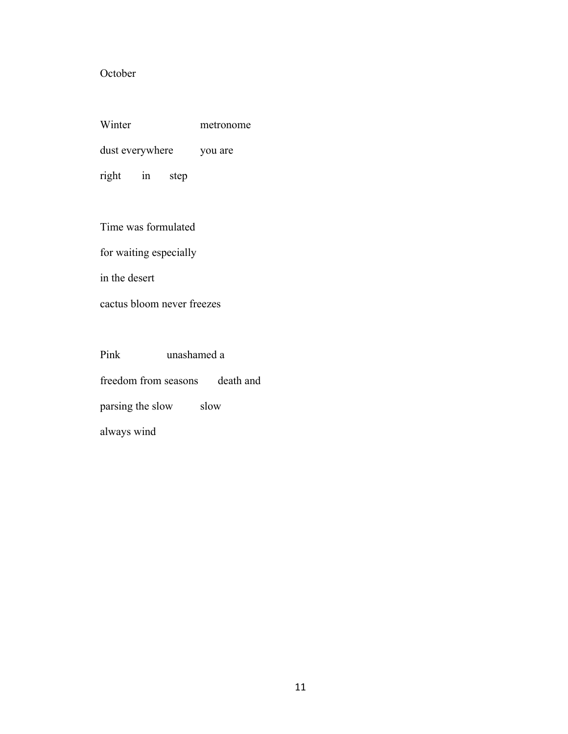October

Winter                    metronome

dust everywhere          you are

right        in        step

Time was formulated

for waiting especially

in the desert

cactus bloom never freezes

Pink               unashamed a

freedom from seasons       death and

parsing the slow          slow

always wind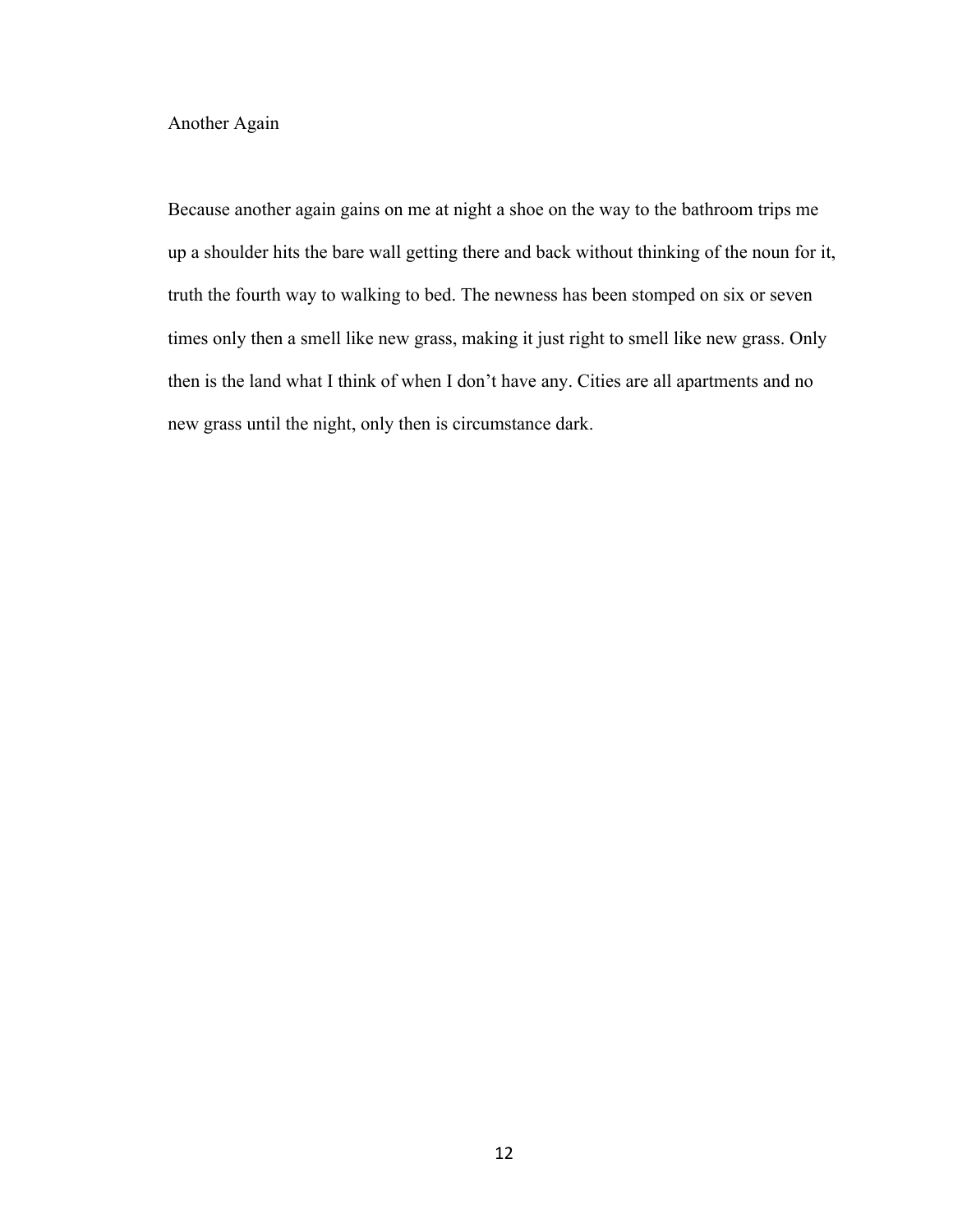## Another Again

Because another again gains on me at night a shoe on the way to the bathroom trips me up a shoulder hits the bare wall getting there and back without thinking of the noun for it, truth the fourth way to walking to bed. The newness has been stomped on six or seven times only then a smell like new grass, making it just right to smell like new grass. Only then is the land what I think of when I don't have any. Cities are all apartments and no new grass until the night, only then is circumstance dark.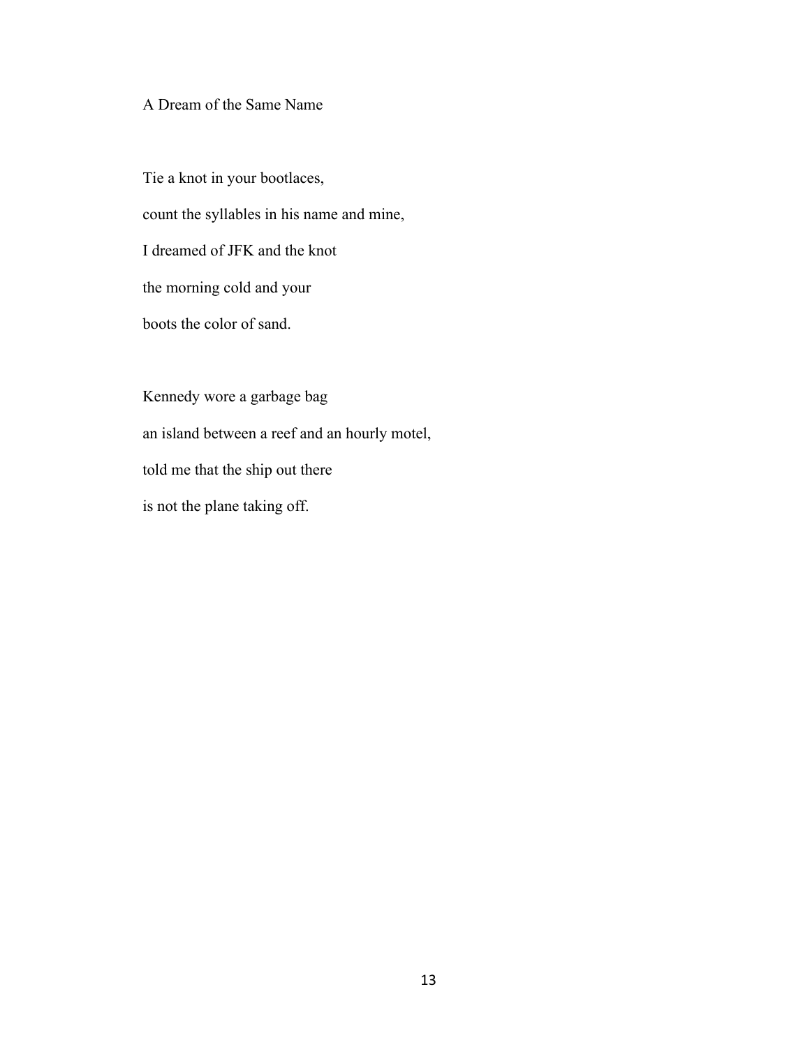# A Dream of the Same Name

Tie a knot in your bootlaces,
count the syllables in his name and mine,
I dreamed of JFK and the knot
the morning cold and your
boots the color of sand.

Kennedy wore a garbage bag
an island between a reef and an hourly motel,
told me that the ship out there
is not the plane taking off.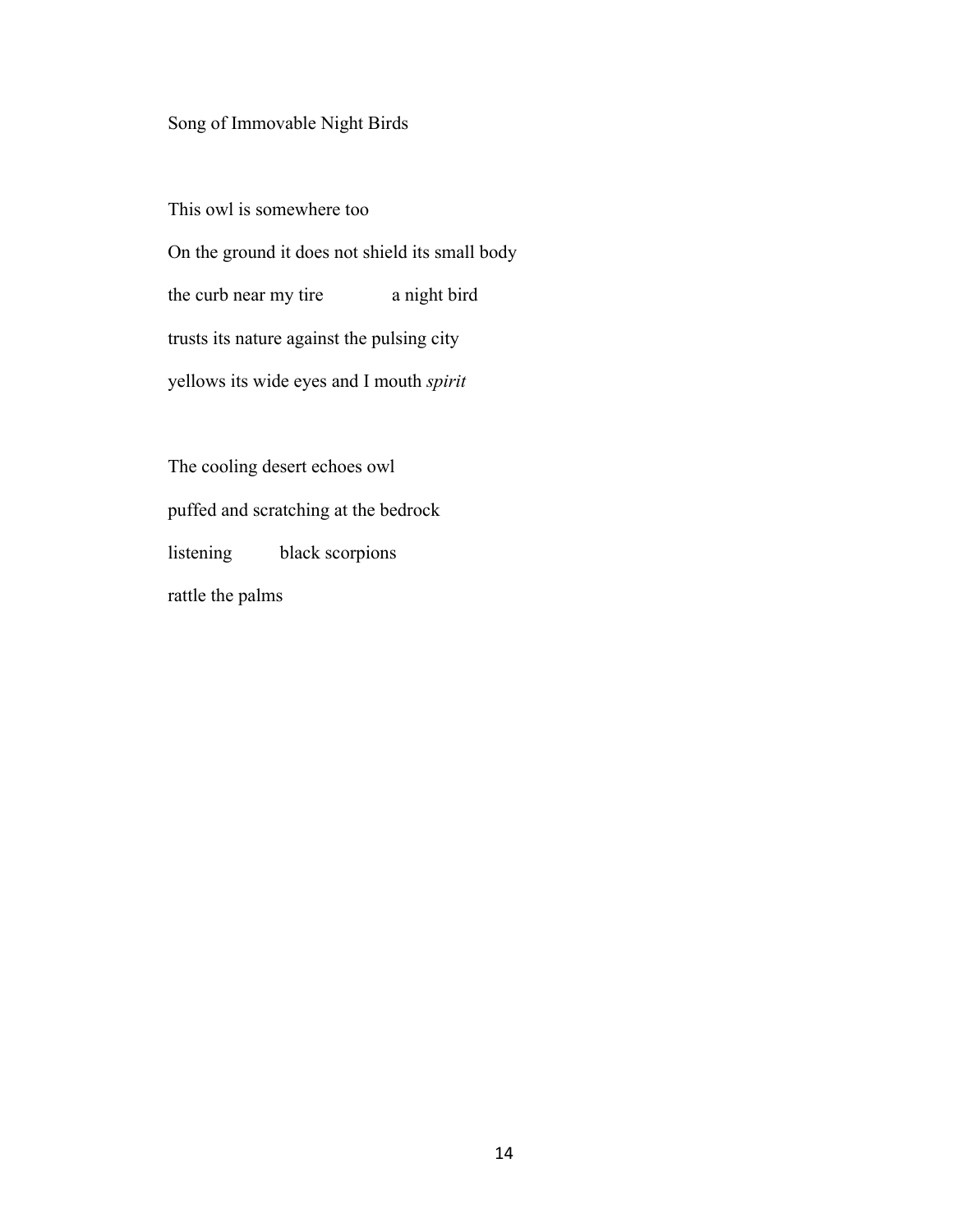## Song of Immovable Night Birds

This owl is somewhere too  
On the ground it does not shield its small body  
the curb near my tire        a night bird  
trusts its nature against the pulsing city  
yellows its wide eyes and I mouth *spirit*

The cooling desert echoes owl  
puffed and scratching at the bedrock  
listening        black scorpions  
rattle the palms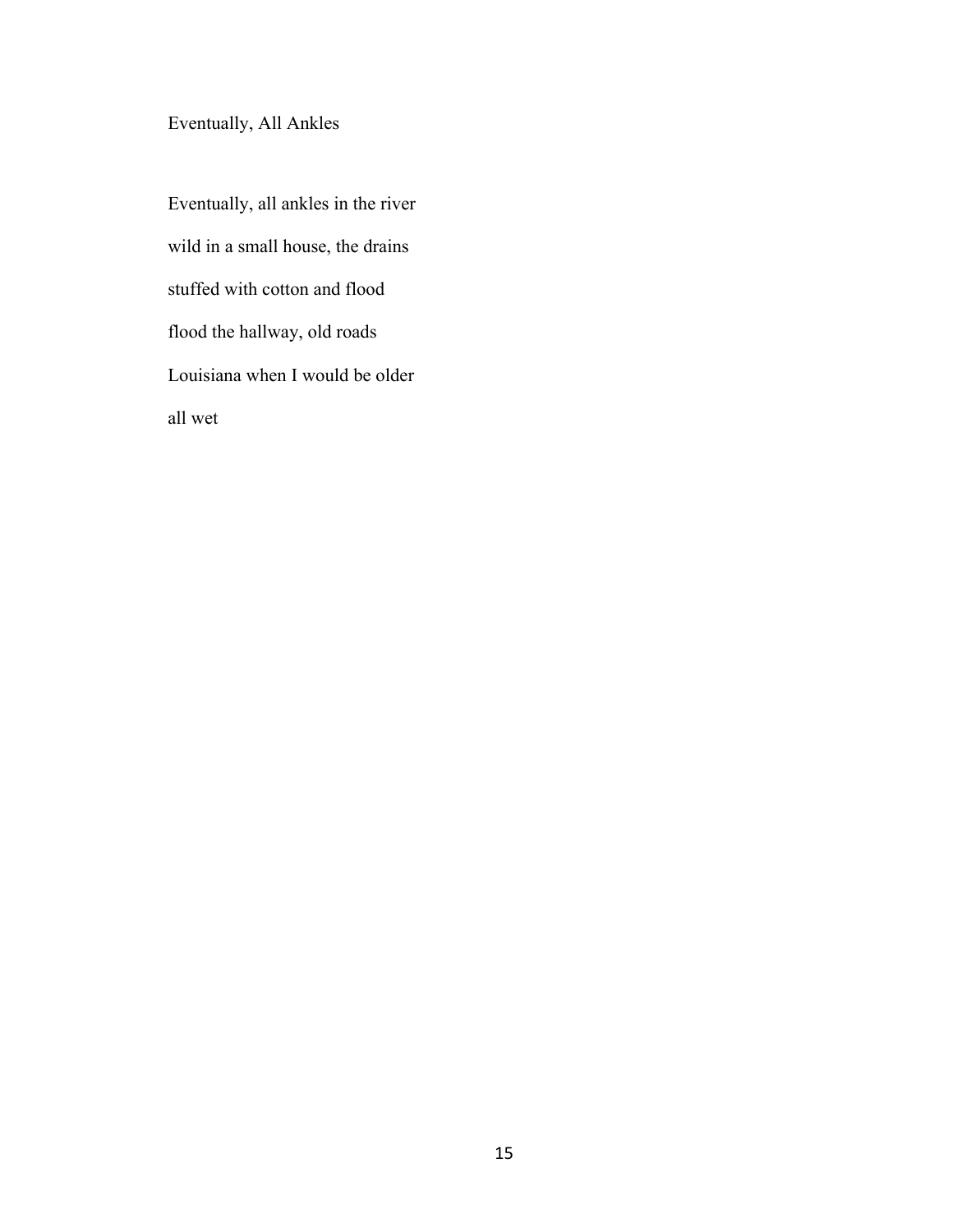# Eventually, All Ankles

Eventually, all ankles in the river

wild in a small house, the drains

stuffed with cotton and flood

flood the hallway, old roads

Louisiana when I would be older

all wet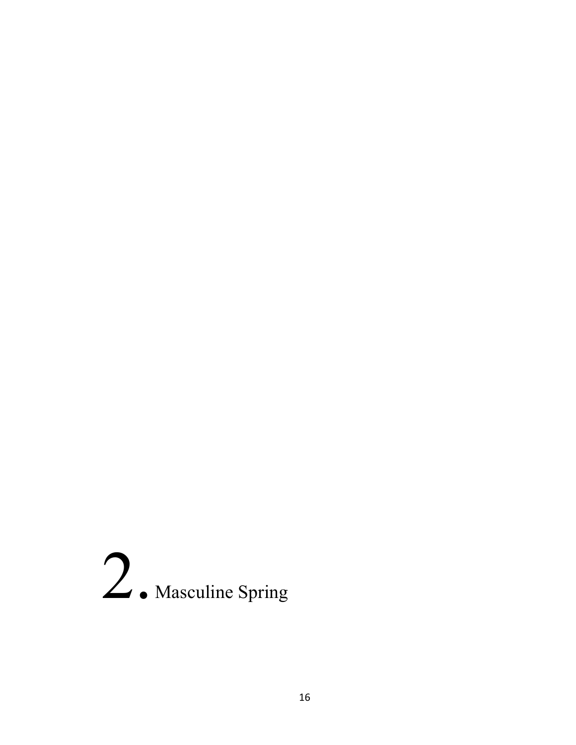# 2. Masculine Spring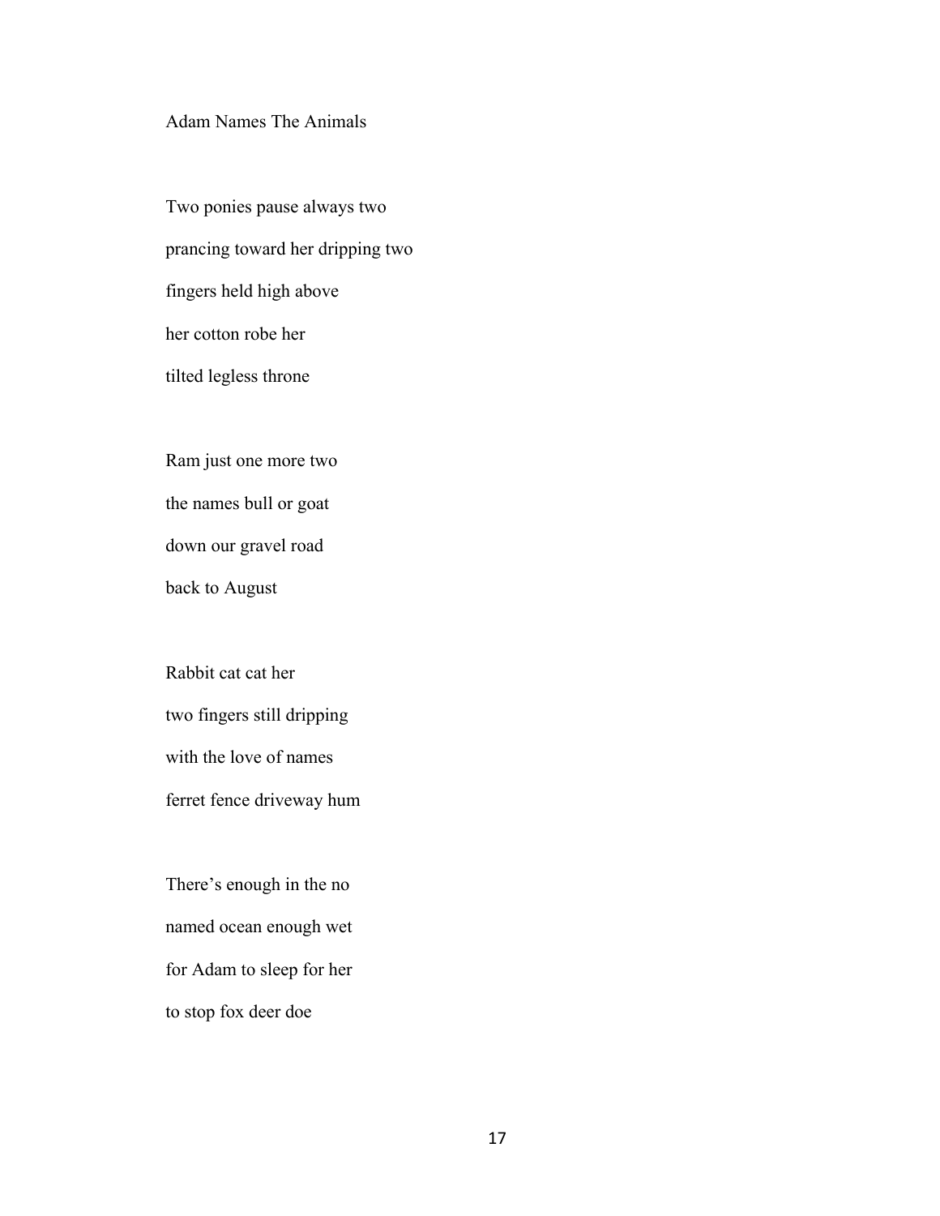## Adam Names The Animals

Two ponies pause always two  
prancing toward her dripping two  
fingers held high above  
her cotton robe her  
tilted legless throne

Ram just one more two  
the names bull or goat  
down our gravel road  
back to August

Rabbit cat cat her  
two fingers still dripping  
with the love of names  
ferret fence driveway hum

There's enough in the no  
named ocean enough wet  
for Adam to sleep for her  
to stop fox deer doe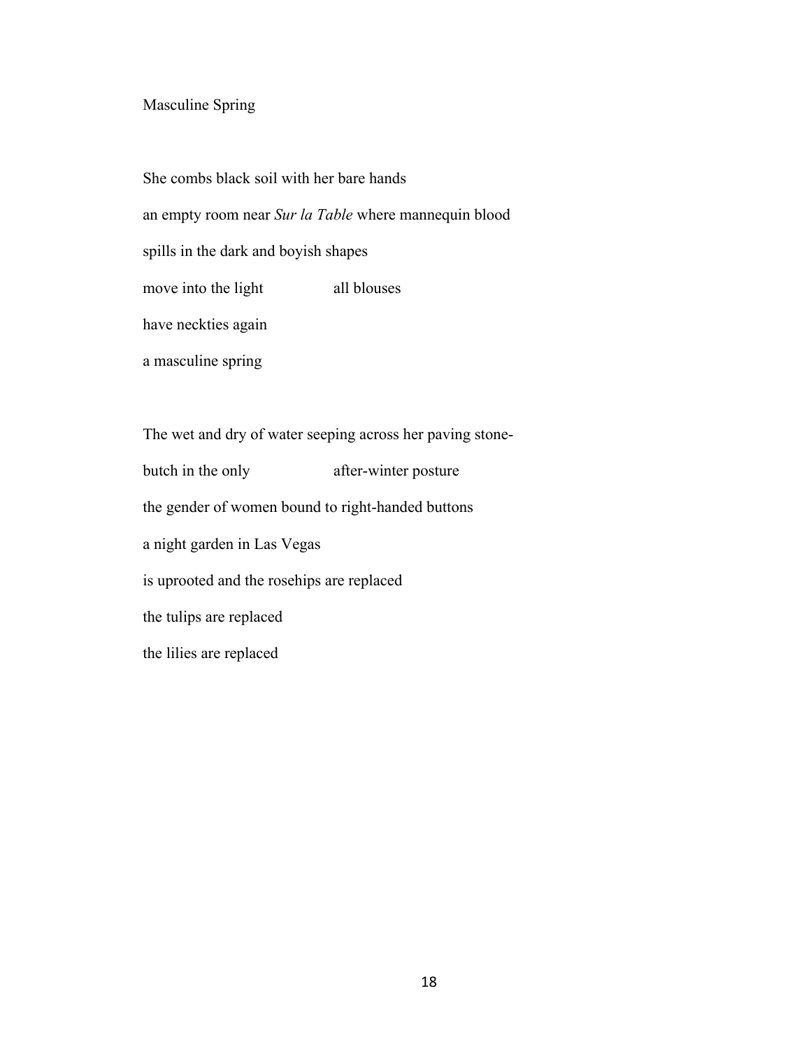# Masculine Spring

She combs black soil with her bare hands

an empty room near *Sur la Table* where mannequin blood

spills in the dark and boyish shapes

move into the light                all blouses

have neckties again

a masculine spring

The wet and dry of water seeping across her paving stone-

butch in the only                after-winter posture

the gender of women bound to right-handed buttons

a night garden in Las Vegas

is uprooted and the rosehips are replaced

the tulips are replaced

the lilies are replaced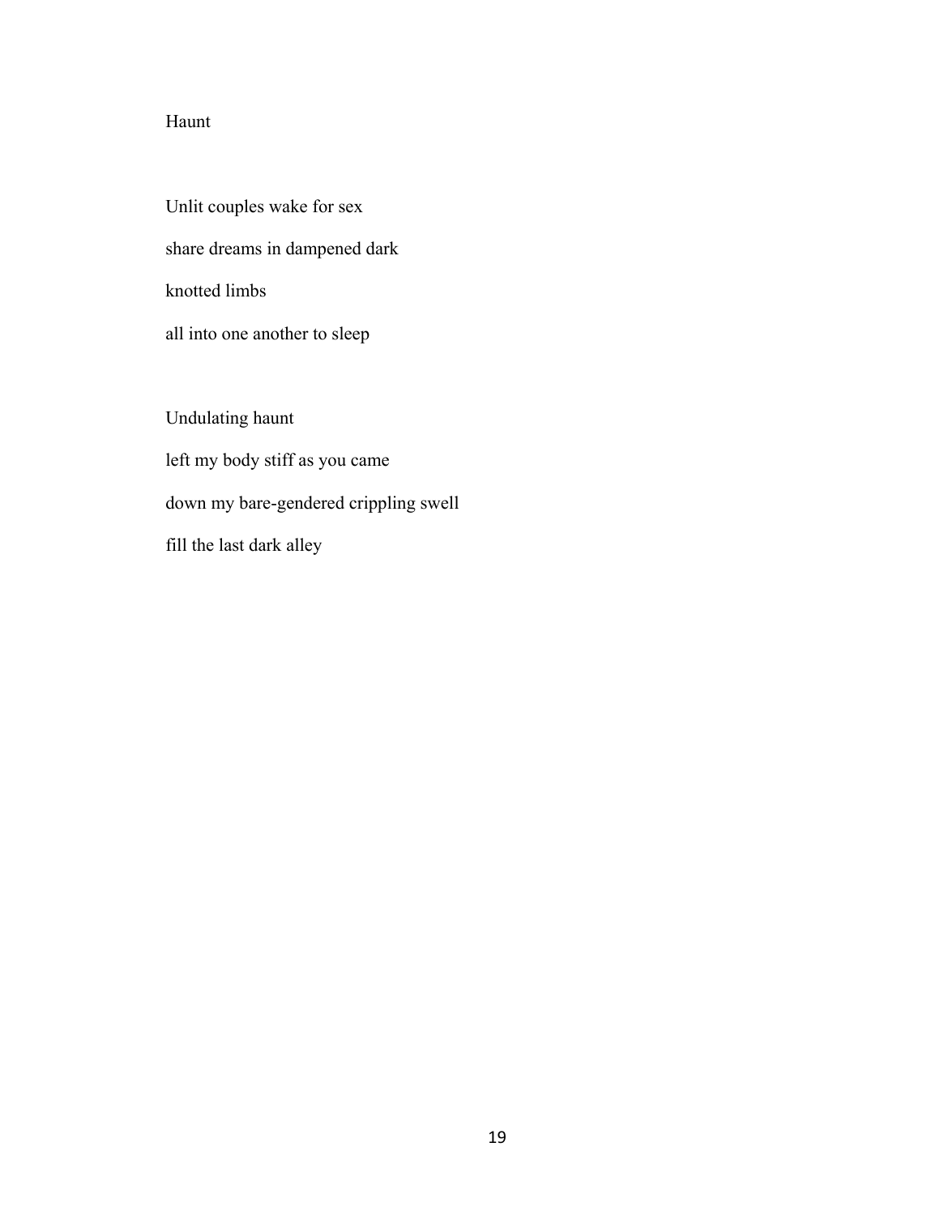# Haunt

Unlit couples wake for sex

share dreams in dampened dark

knotted limbs

all into one another to sleep

Undulating haunt

left my body stiff as you came

down my bare-gendered crippling swell

fill the last dark alley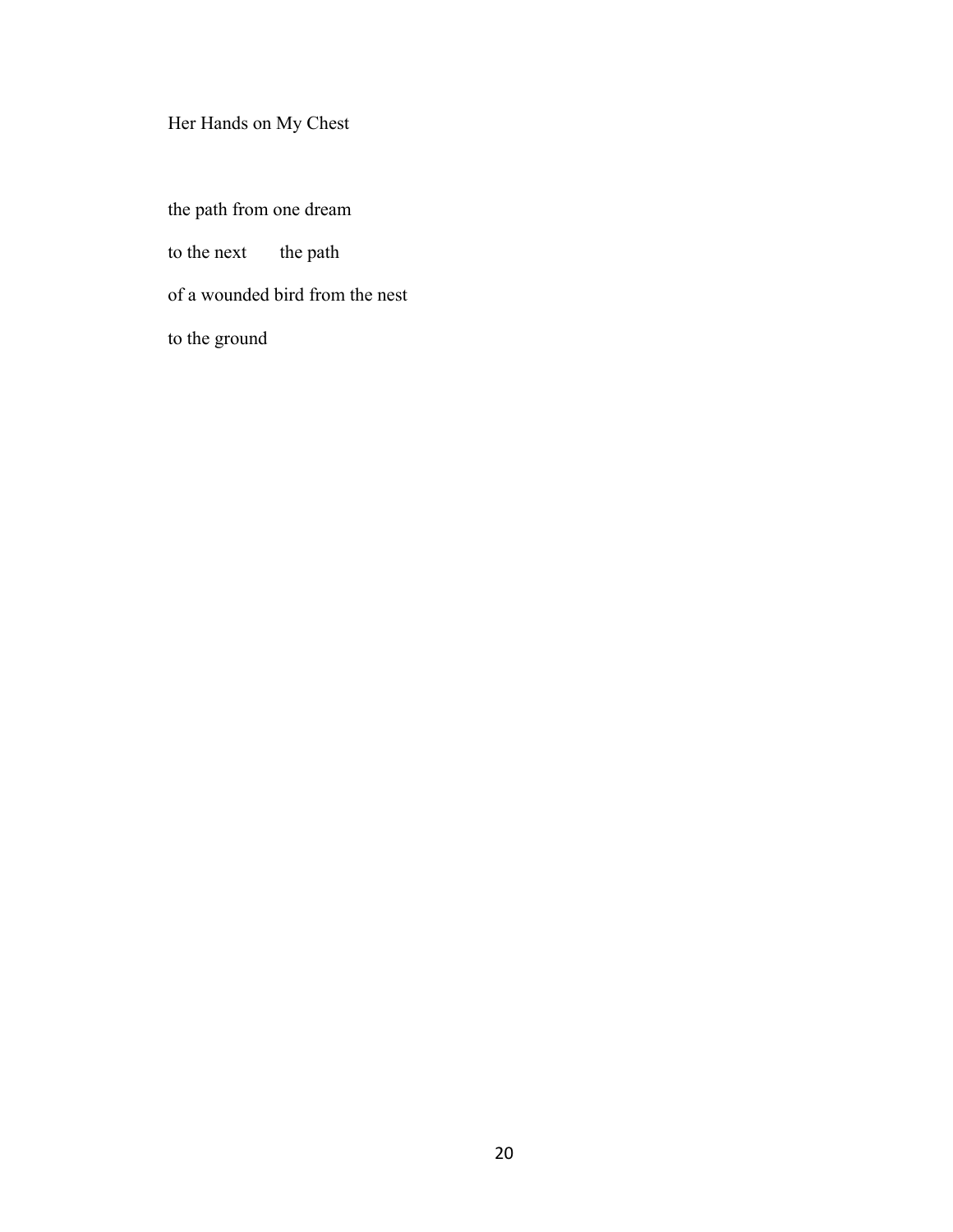## Her Hands on My Chest

the path from one dream

to the next    the path

of a wounded bird from the nest

to the ground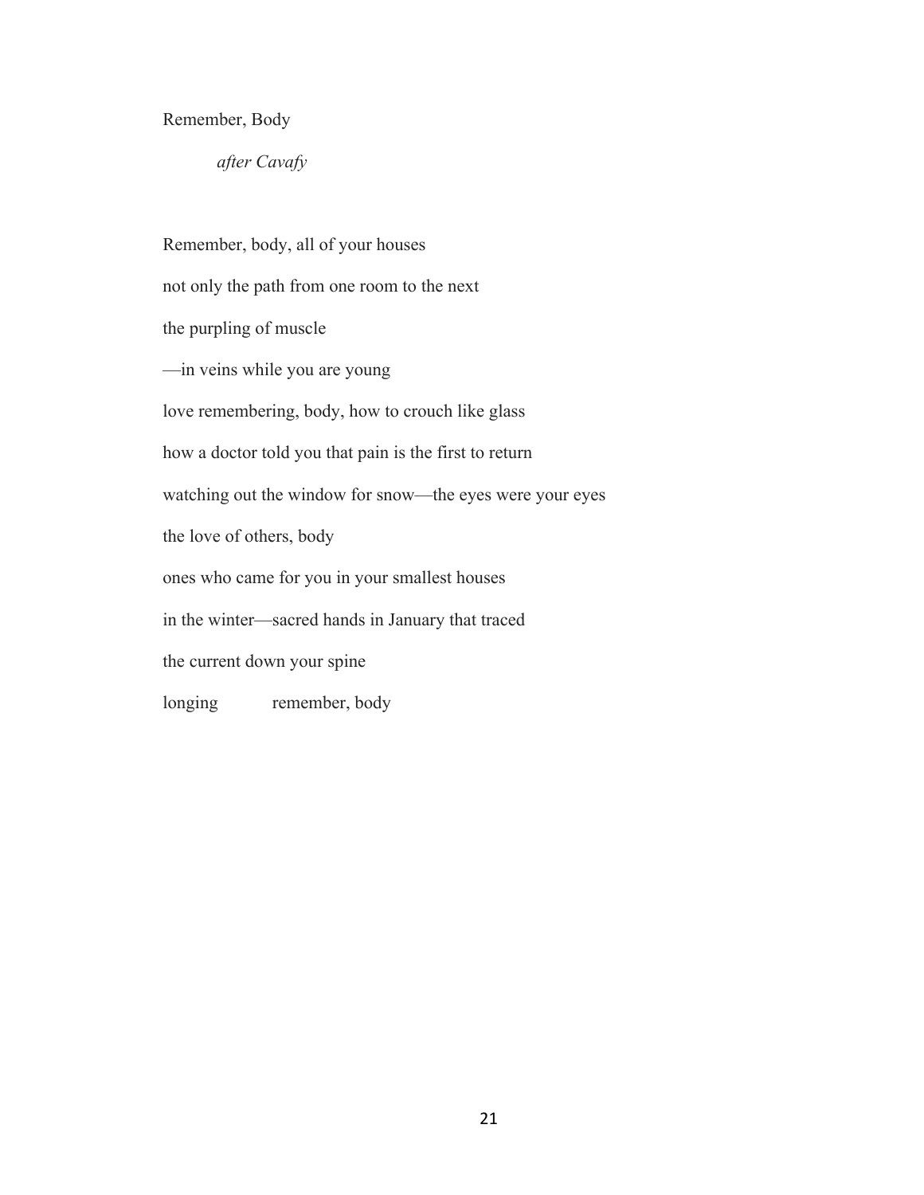Remember, Body

*after Cavafy*

Remember, body, all of your houses

not only the path from one room to the next

the purpling of muscle

—in veins while you are young

love remembering, body, how to crouch like glass

how a doctor told you that pain is the first to return

watching out the window for snow—the eyes were your eyes

the love of others, body

ones who came for you in your smallest houses

in the winter—sacred hands in January that traced

the current down your spine

longing &nbsp;&nbsp;&nbsp;&nbsp;&nbsp;&nbsp;&nbsp;&nbsp; remember, body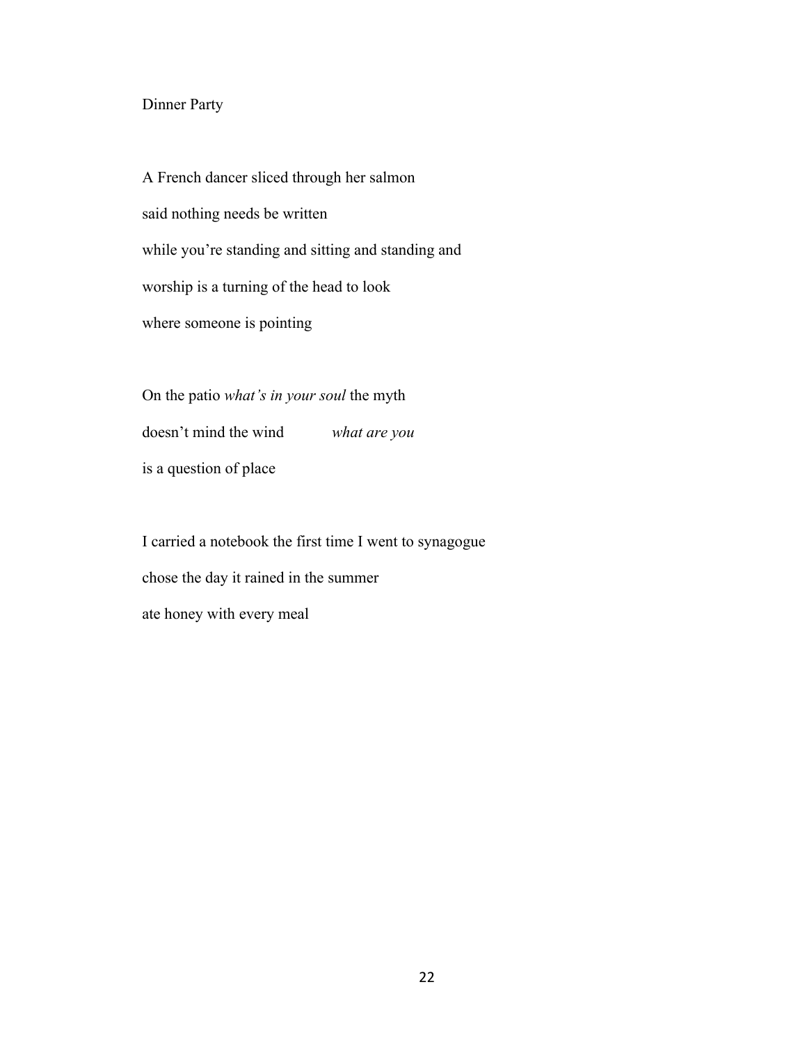## Dinner Party

A French dancer sliced through her salmon
said nothing needs be written
while you're standing and sitting and standing and
worship is a turning of the head to look
where someone is pointing

On the patio *what's in your soul* the myth
doesn't mind the wind          *what are you*
is a question of place

I carried a notebook the first time I went to synagogue
chose the day it rained in the summer
ate honey with every meal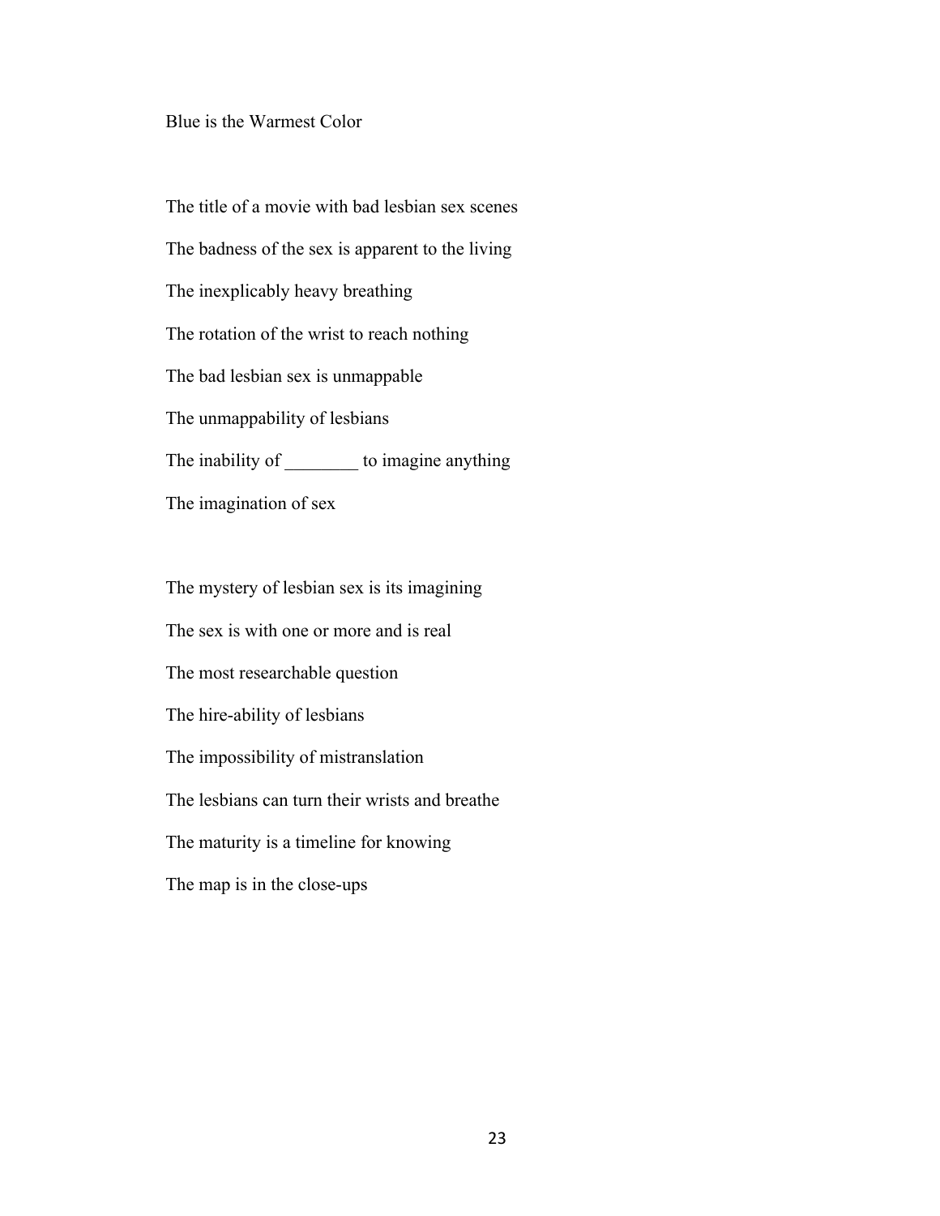Blue is the Warmest Color

The title of a movie with bad lesbian sex scenes

The badness of the sex is apparent to the living

The inexplicably heavy breathing

The rotation of the wrist to reach nothing

The bad lesbian sex is unmappable

The unmappability of lesbians

The inability of ________ to imagine anything

The imagination of sex

The mystery of lesbian sex is its imagining

The sex is with one or more and is real

The most researchable question

The hire-ability of lesbians

The impossibility of mistranslation

The lesbians can turn their wrists and breathe

The maturity is a timeline for knowing

The map is in the close-ups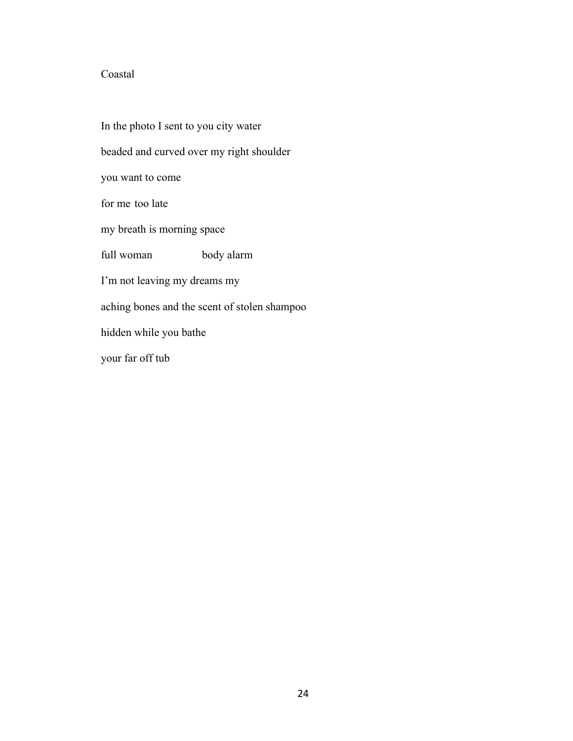# Coastal

In the photo I sent to you city water

beaded and curved over my right shoulder

you want to come

for me  too late

my breath is morning space

full woman                    body alarm

I'm not leaving my dreams my

aching bones and the scent of stolen shampoo

hidden while you bathe

your far off tub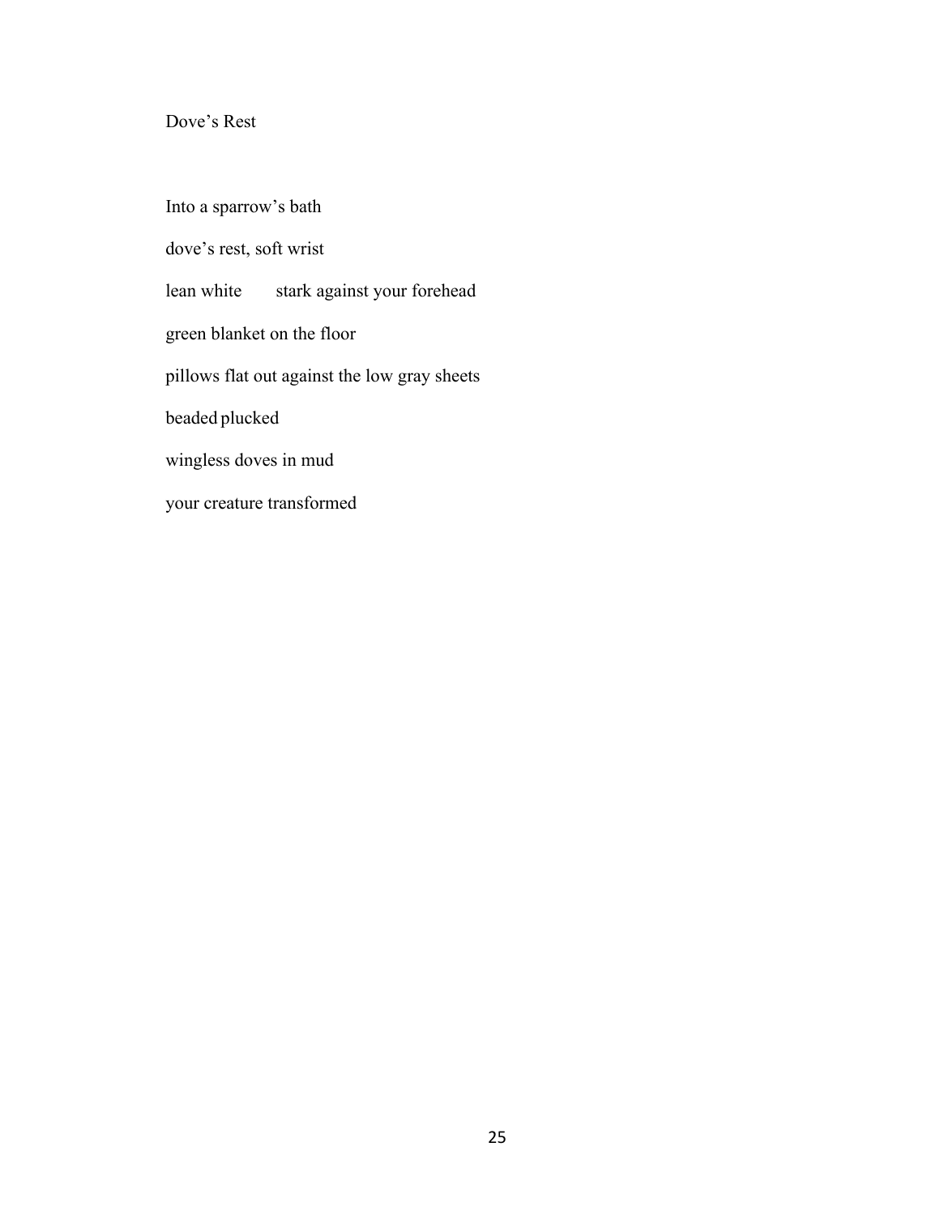## Dove's Rest

Into a sparrow's bath

dove's rest, soft wrist

lean white        stark against your forehead

green blanket on the floor

pillows flat out against the low gray sheets

beaded plucked

wingless doves in mud

your creature transformed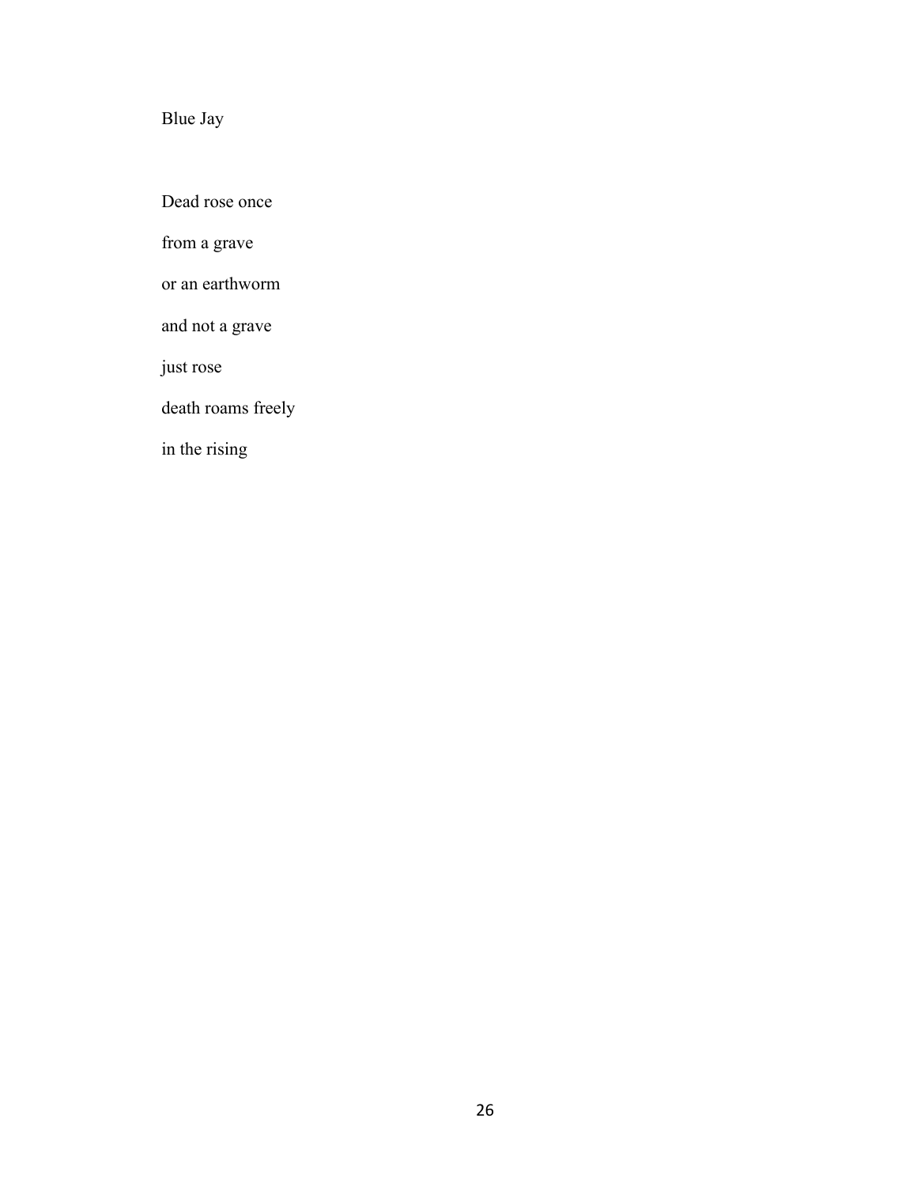Blue Jay

Dead rose once

from a grave

or an earthworm

and not a grave

just rose

death roams freely

in the rising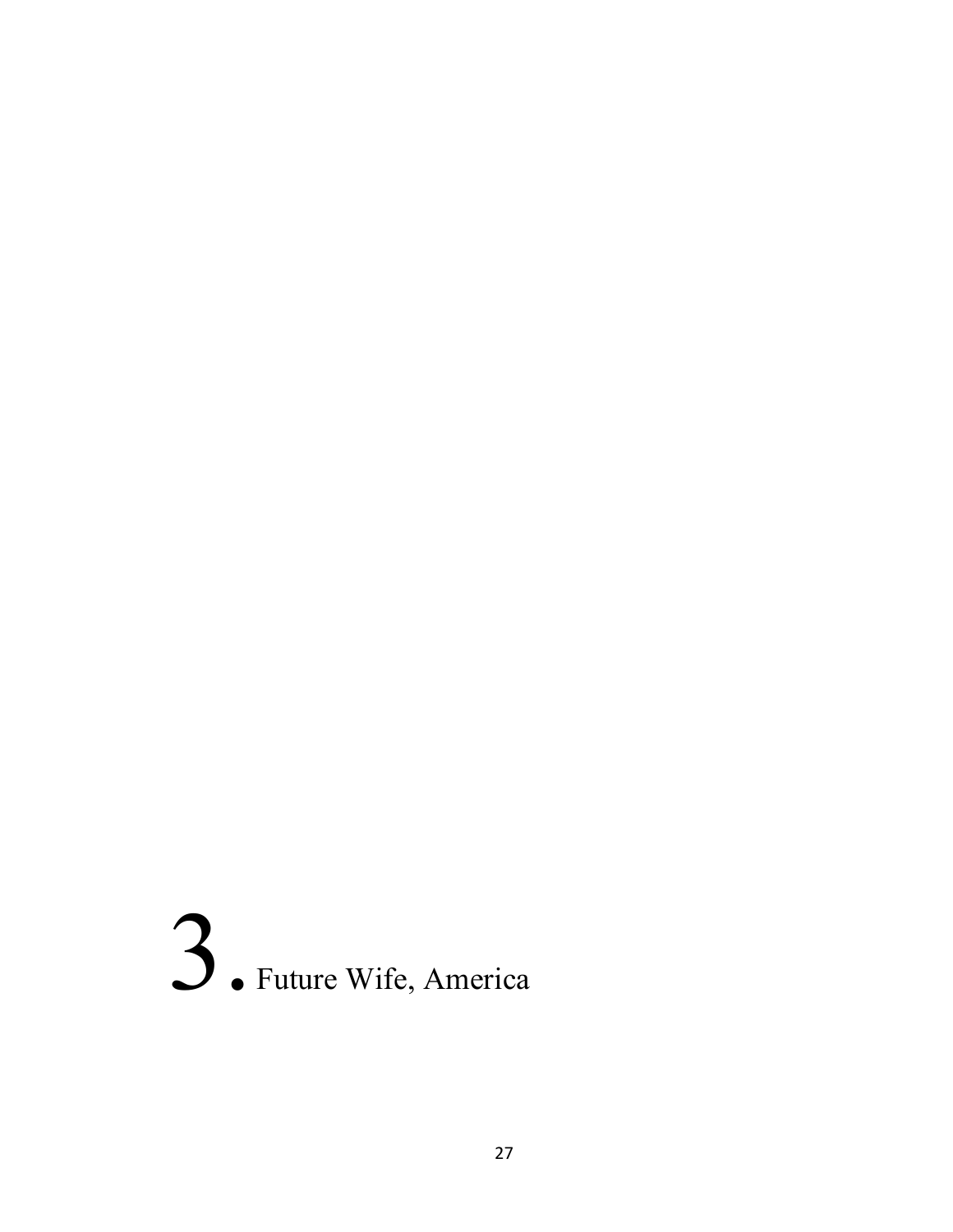# 3. Future Wife, America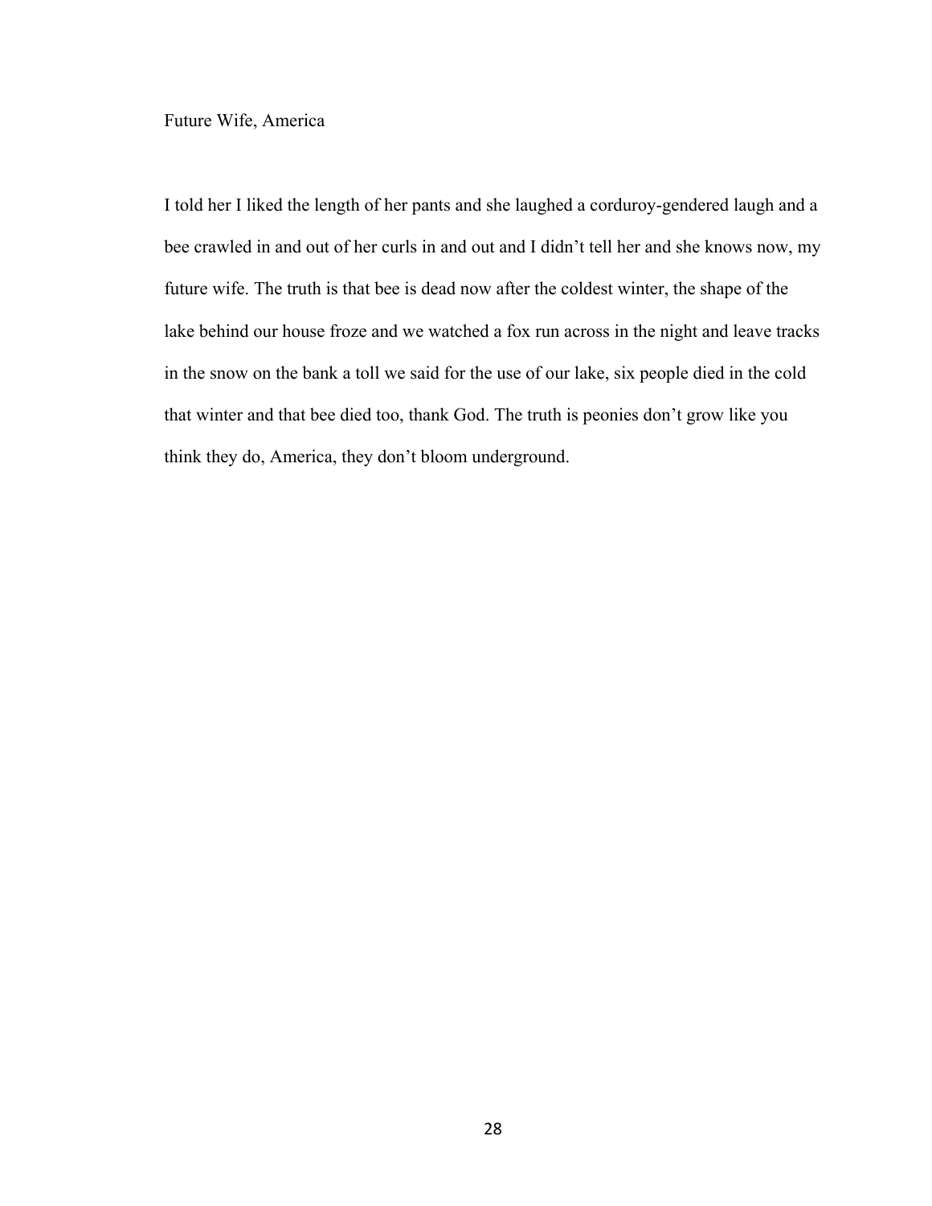## Future Wife, America

I told her I liked the length of her pants and she laughed a corduroy-gendered laugh and a bee crawled in and out of her curls in and out and I didn't tell her and she knows now, my future wife. The truth is that bee is dead now after the coldest winter, the shape of the lake behind our house froze and we watched a fox run across in the night and leave tracks in the snow on the bank a toll we said for the use of our lake, six people died in the cold that winter and that bee died too, thank God. The truth is peonies don't grow like you think they do, America, they don't bloom underground.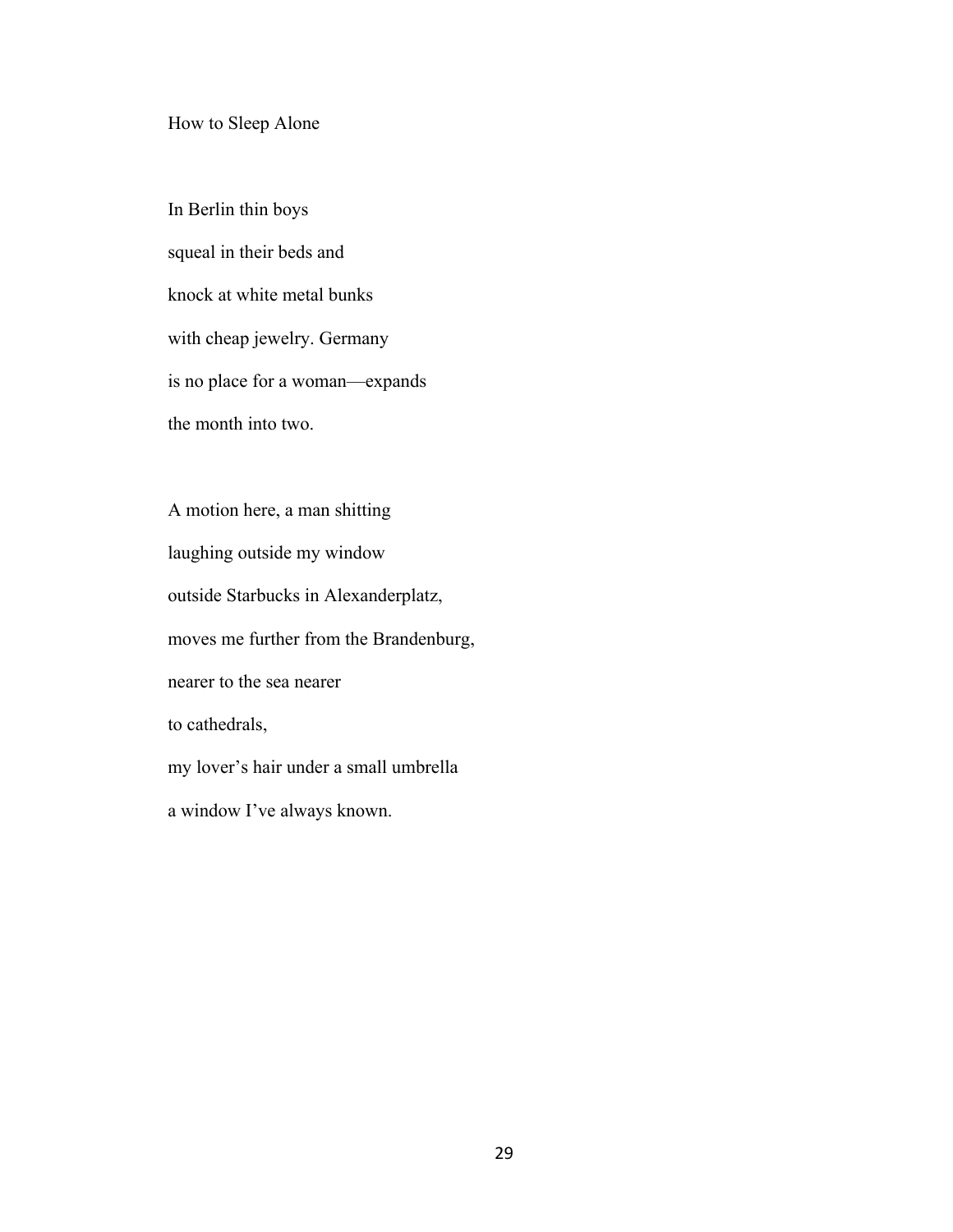## How to Sleep Alone

In Berlin thin boys  
squeal in their beds and  
knock at white metal bunks  
with cheap jewelry. Germany  
is no place for a woman—expands  
the month into two.

A motion here, a man shitting  
laughing outside my window  
outside Starbucks in Alexanderplatz,  
moves me further from the Brandenburg,  
nearer to the sea nearer  
to cathedrals,  
my lover's hair under a small umbrella  
a window I've always known.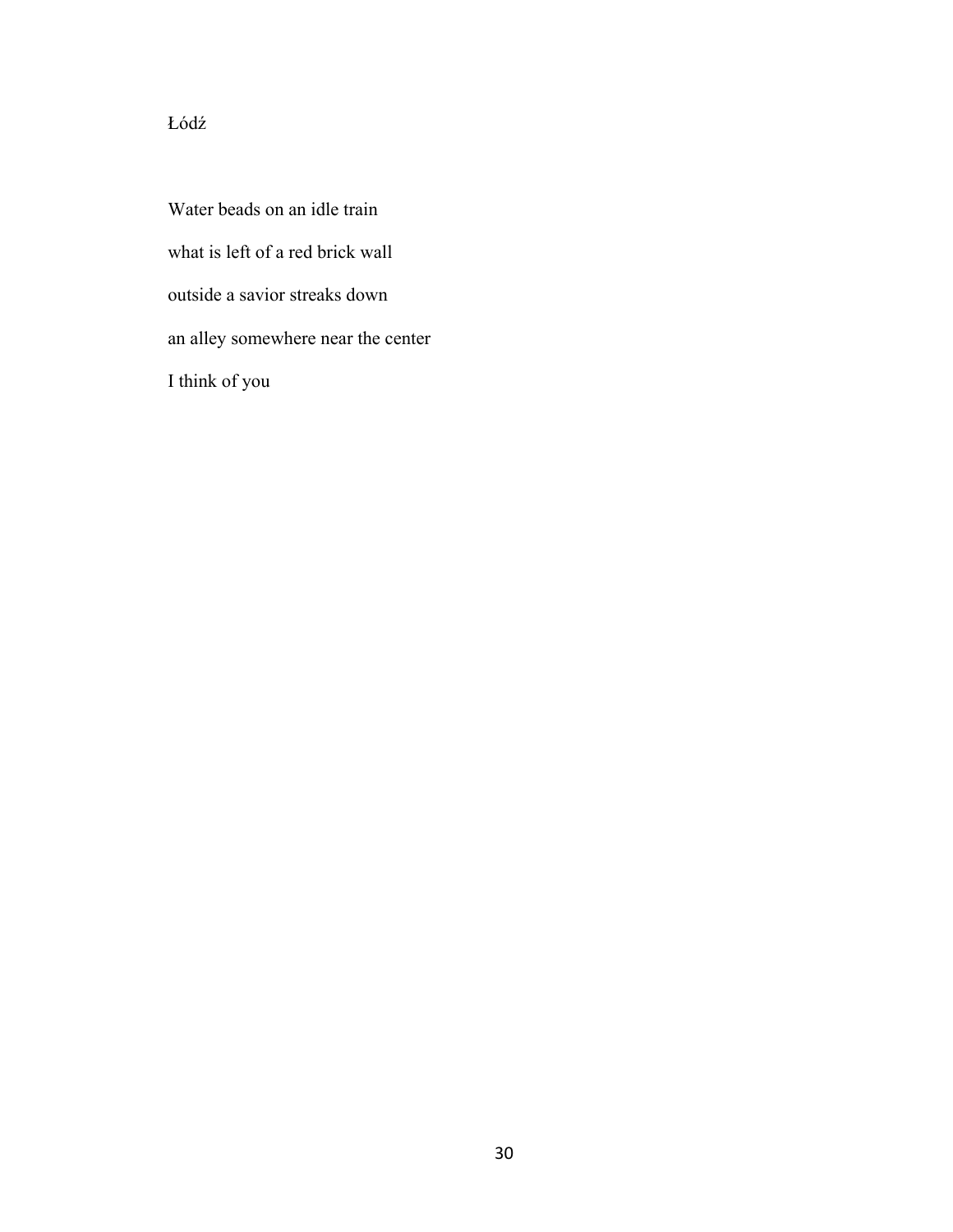## Łódź

Water beads on an idle train

what is left of a red brick wall

outside a savior streaks down

an alley somewhere near the center

I think of you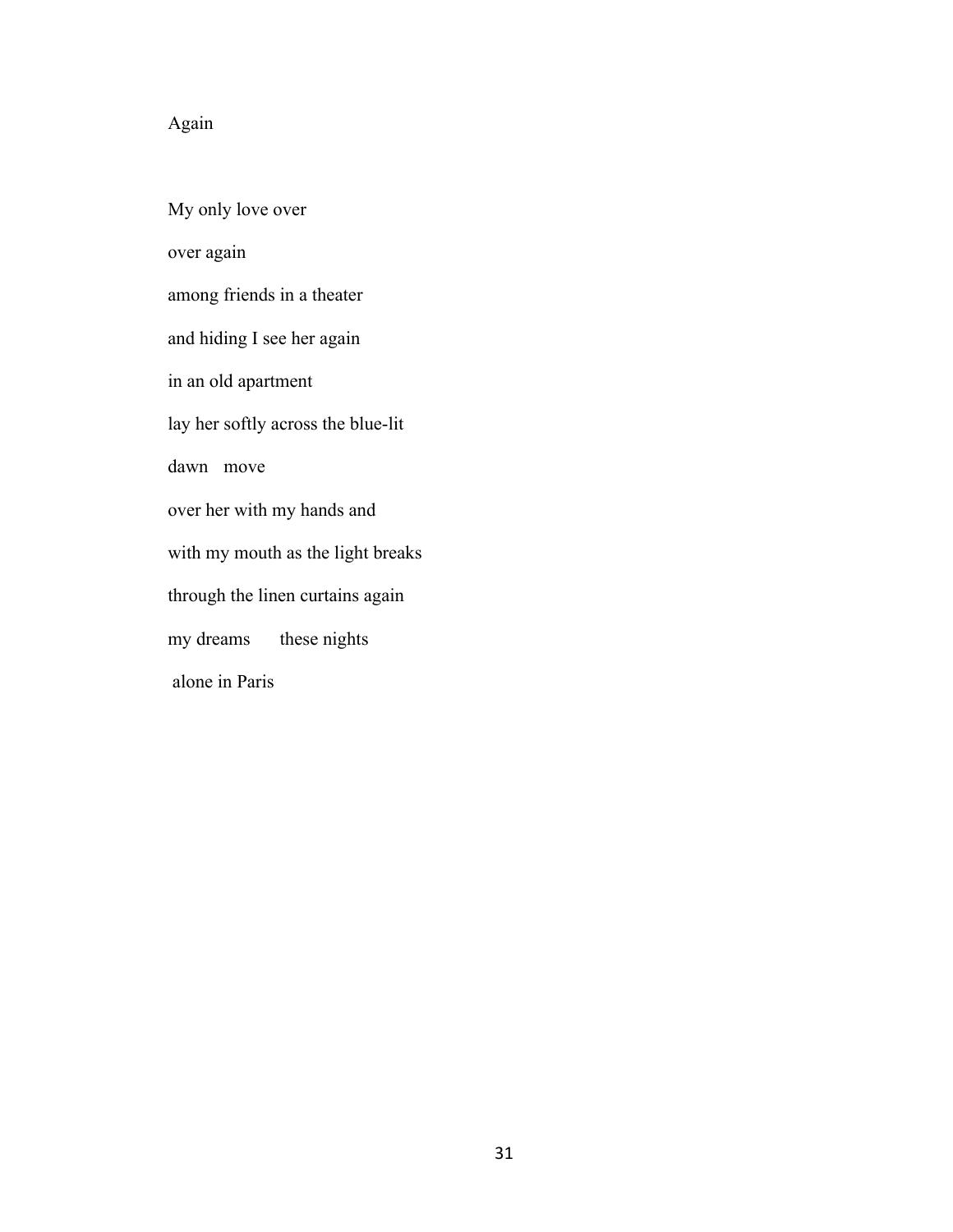## Again

My only love over

over again

among friends in a theater

and hiding I see her again

in an old apartment

lay her softly across the blue-lit

dawn   move

over her with my hands and

with my mouth as the light breaks

through the linen curtains again

my dreams      these nights

alone in Paris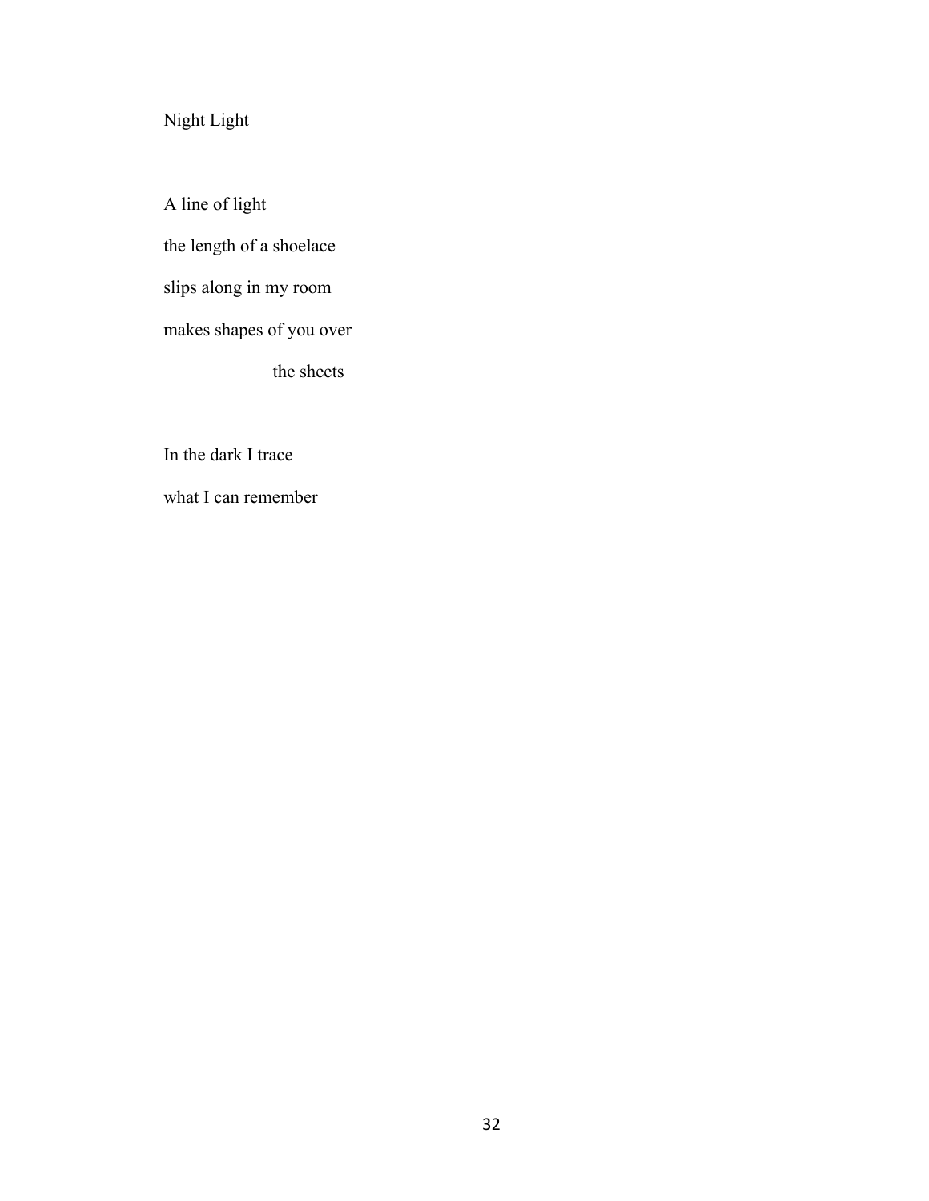Night Light

A line of light

the length of a shoelace

slips along in my room

makes shapes of you over

                    the sheets

In the dark I trace

what I can remember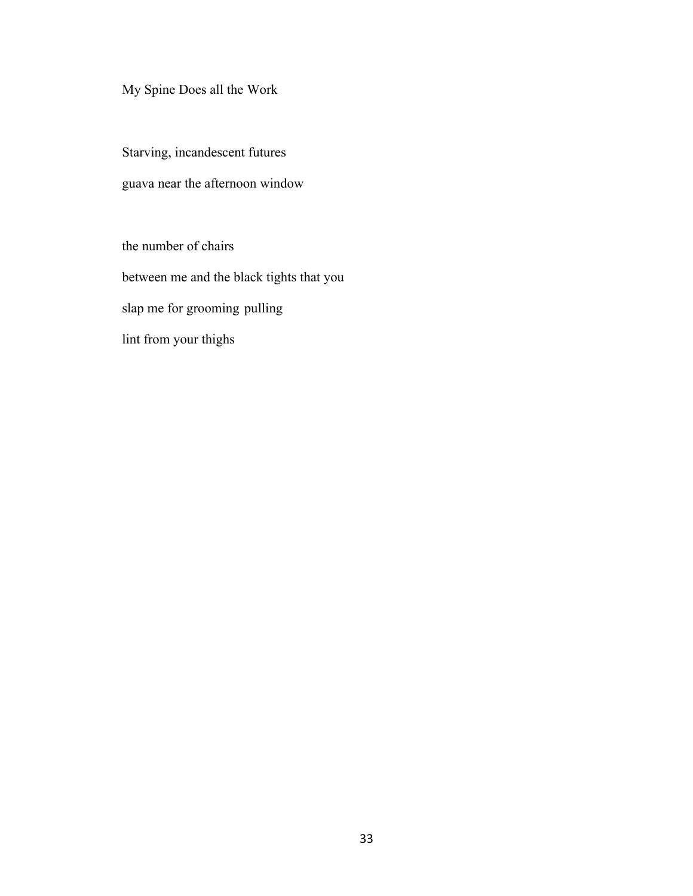My Spine Does all the Work

Starving, incandescent futures

guava near the afternoon window

the number of chairs

between me and the black tights that you

slap me for grooming pulling

lint from your thighs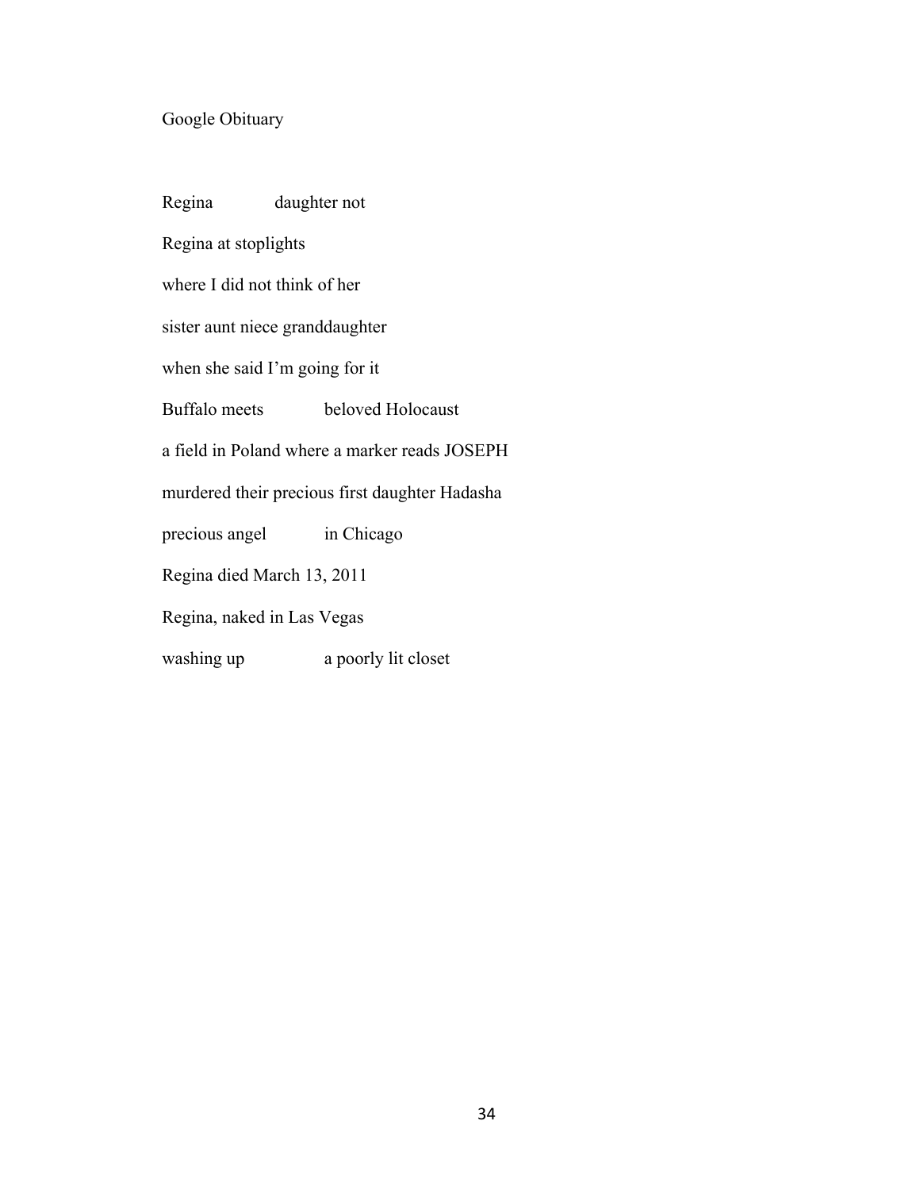Google Obituary

Regina daughter not

Regina at stoplights

where I did not think of her

sister aunt niece granddaughter

when she said I'm going for it

Buffalo meets beloved Holocaust

a field in Poland where a marker reads JOSEPH

murdered their precious first daughter Hadasha

precious angel in Chicago

Regina died March 13, 2011

Regina, naked in Las Vegas

washing up a poorly lit closet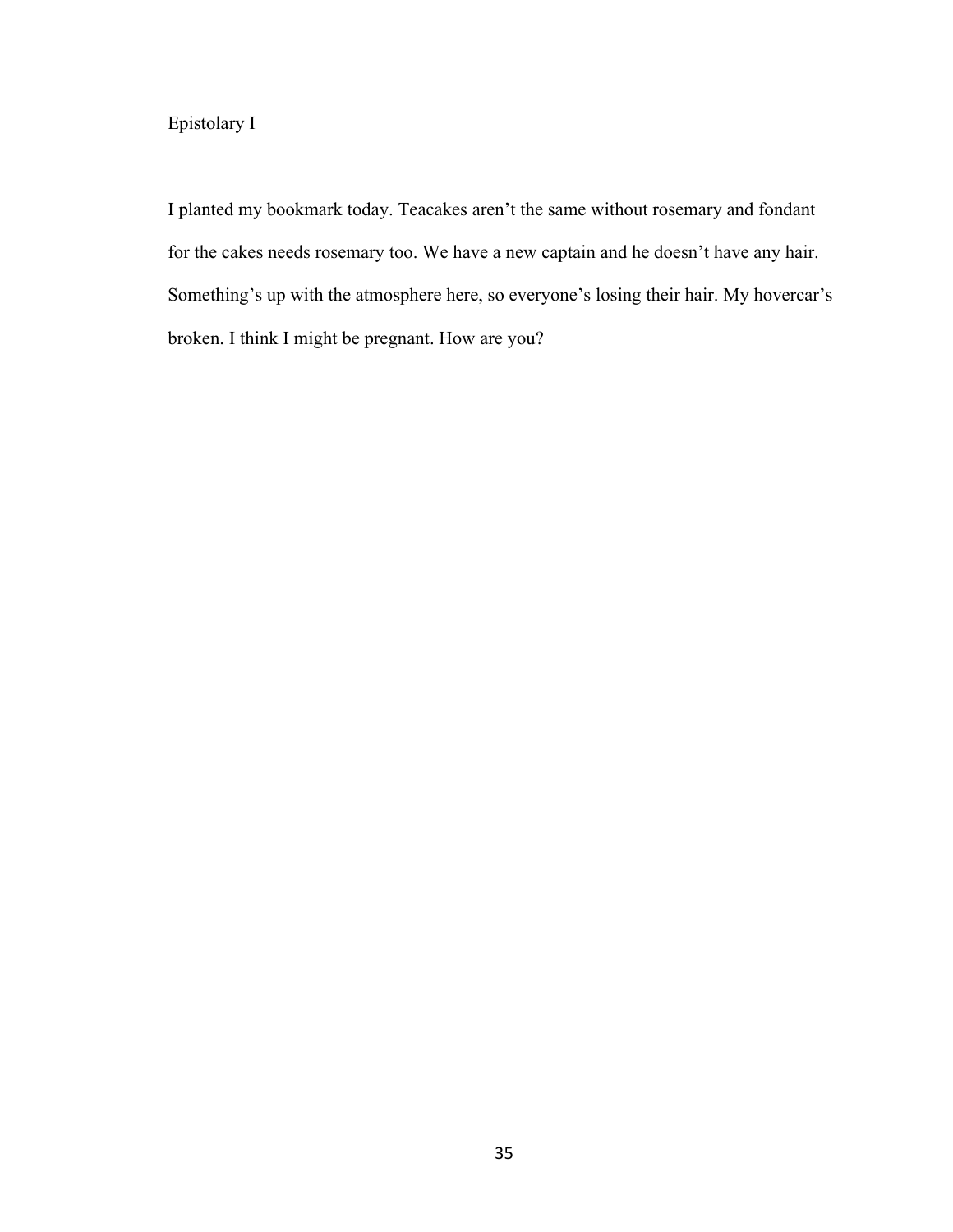# Epistolary I

I planted my bookmark today. Teacakes aren't the same without rosemary and fondant for the cakes needs rosemary too. We have a new captain and he doesn't have any hair. Something's up with the atmosphere here, so everyone's losing their hair. My hovercar's broken. I think I might be pregnant. How are you?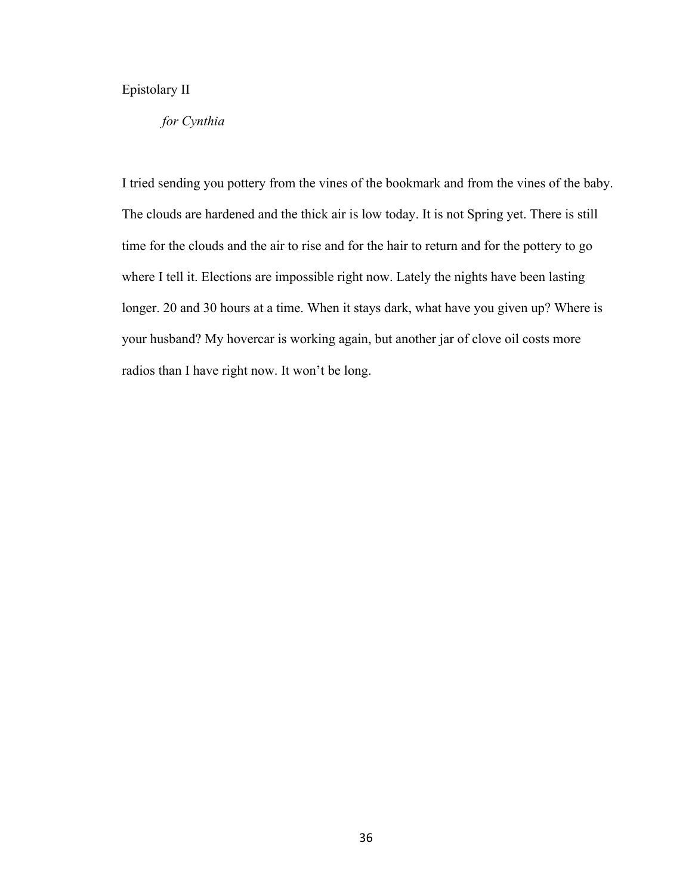## Epistolary II

*for Cynthia*

I tried sending you pottery from the vines of the bookmark and from the vines of the baby. The clouds are hardened and the thick air is low today. It is not Spring yet. There is still time for the clouds and the air to rise and for the hair to return and for the pottery to go where I tell it. Elections are impossible right now. Lately the nights have been lasting longer. 20 and 30 hours at a time. When it stays dark, what have you given up? Where is your husband? My hovercar is working again, but another jar of clove oil costs more radios than I have right now. It won't be long.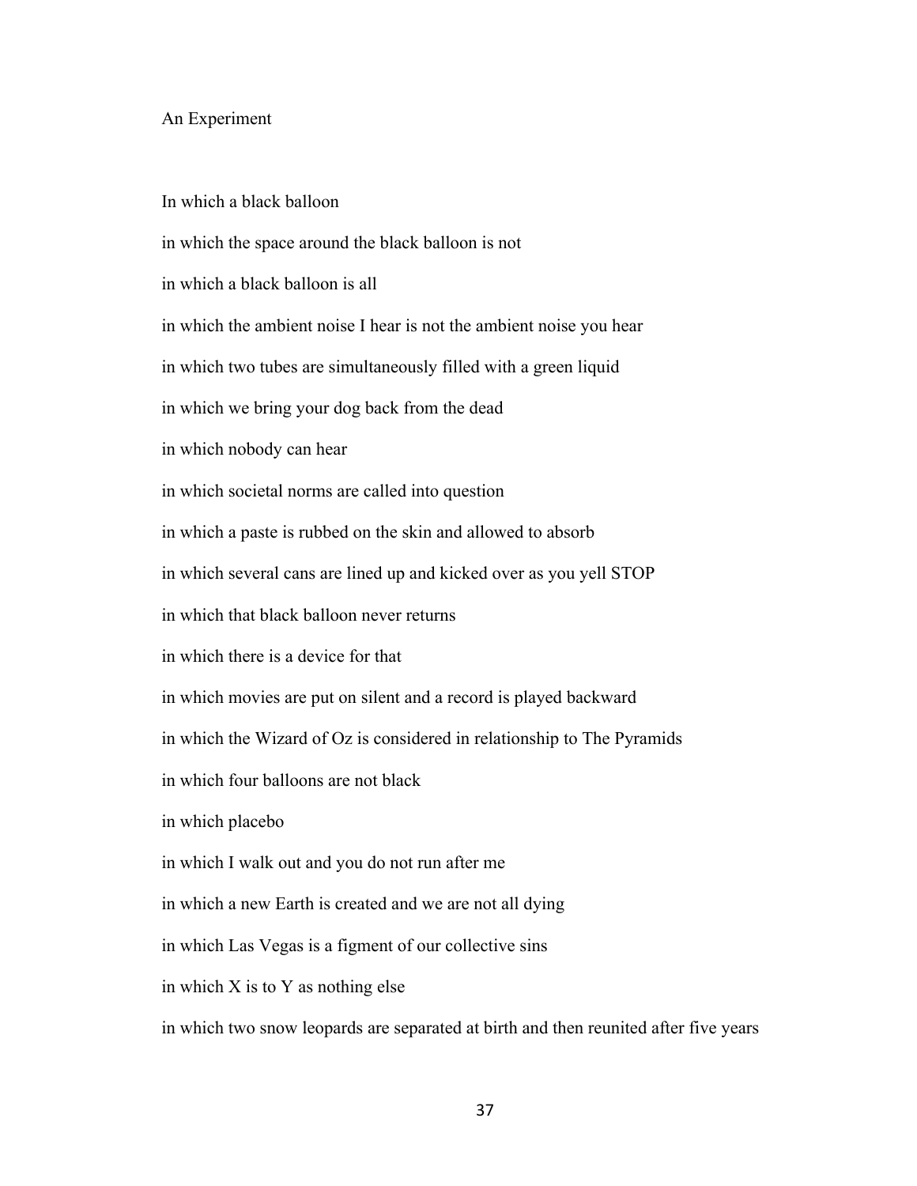An Experiment

In which a black balloon

in which the space around the black balloon is not

in which a black balloon is all

in which the ambient noise I hear is not the ambient noise you hear

in which two tubes are simultaneously filled with a green liquid

in which we bring your dog back from the dead

in which nobody can hear

in which societal norms are called into question

in which a paste is rubbed on the skin and allowed to absorb

in which several cans are lined up and kicked over as you yell STOP

in which that black balloon never returns

in which there is a device for that

in which movies are put on silent and a record is played backward

in which the Wizard of Oz is considered in relationship to The Pyramids

in which four balloons are not black

in which placebo

in which I walk out and you do not run after me

in which a new Earth is created and we are not all dying

in which Las Vegas is a figment of our collective sins

in which X is to Y as nothing else

in which two snow leopards are separated at birth and then reunited after five years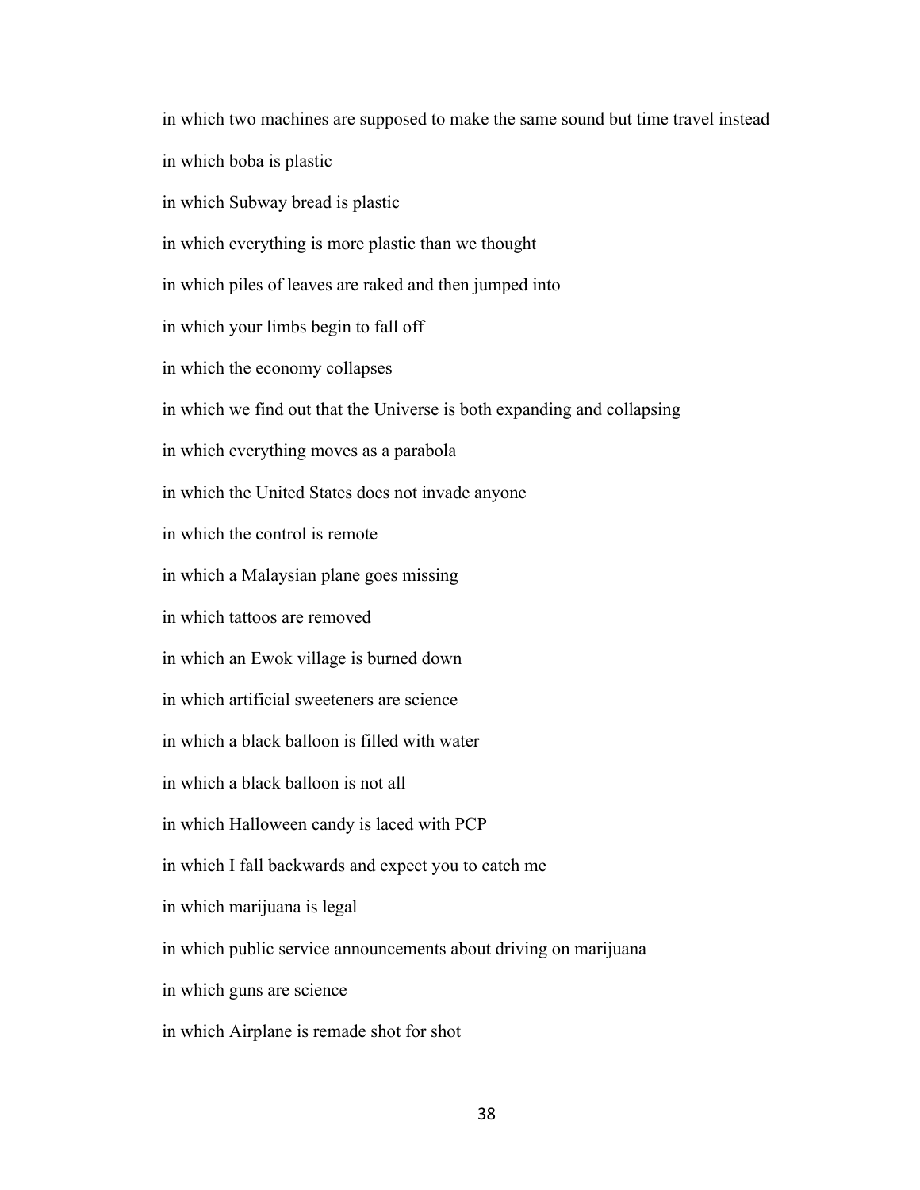in which two machines are supposed to make the same sound but time travel instead

in which boba is plastic

in which Subway bread is plastic

in which everything is more plastic than we thought

in which piles of leaves are raked and then jumped into

in which your limbs begin to fall off

in which the economy collapses

in which we find out that the Universe is both expanding and collapsing

in which everything moves as a parabola

in which the United States does not invade anyone

in which the control is remote

in which a Malaysian plane goes missing

in which tattoos are removed

in which an Ewok village is burned down

in which artificial sweeteners are science

in which a black balloon is filled with water

in which a black balloon is not all

in which Halloween candy is laced with PCP

in which I fall backwards and expect you to catch me

in which marijuana is legal

in which public service announcements about driving on marijuana

in which guns are science

in which Airplane is remade shot for shot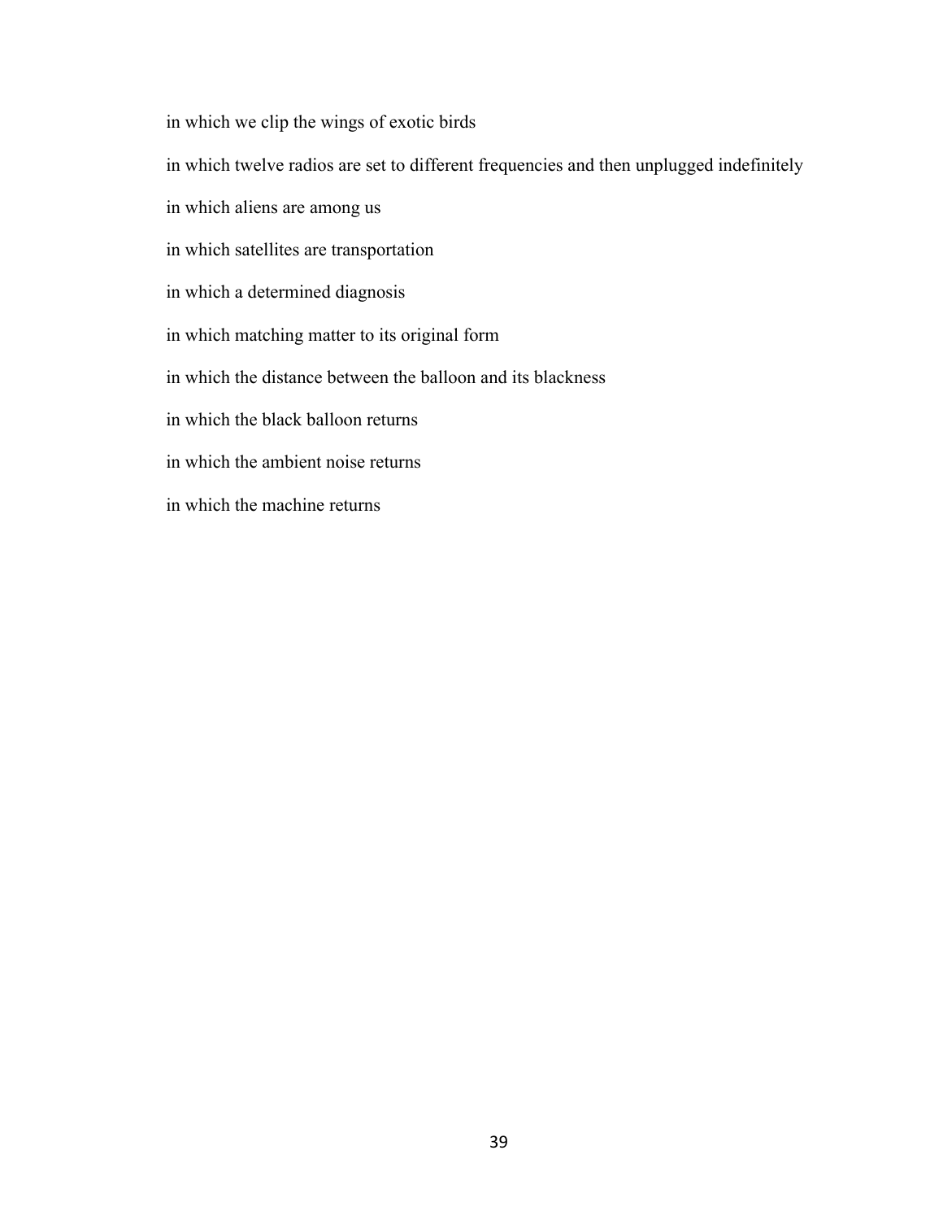in which we clip the wings of exotic birds

in which twelve radios are set to different frequencies and then unplugged indefinitely

in which aliens are among us

in which satellites are transportation

in which a determined diagnosis

in which matching matter to its original form

in which the distance between the balloon and its blackness

in which the black balloon returns

in which the ambient noise returns

in which the machine returns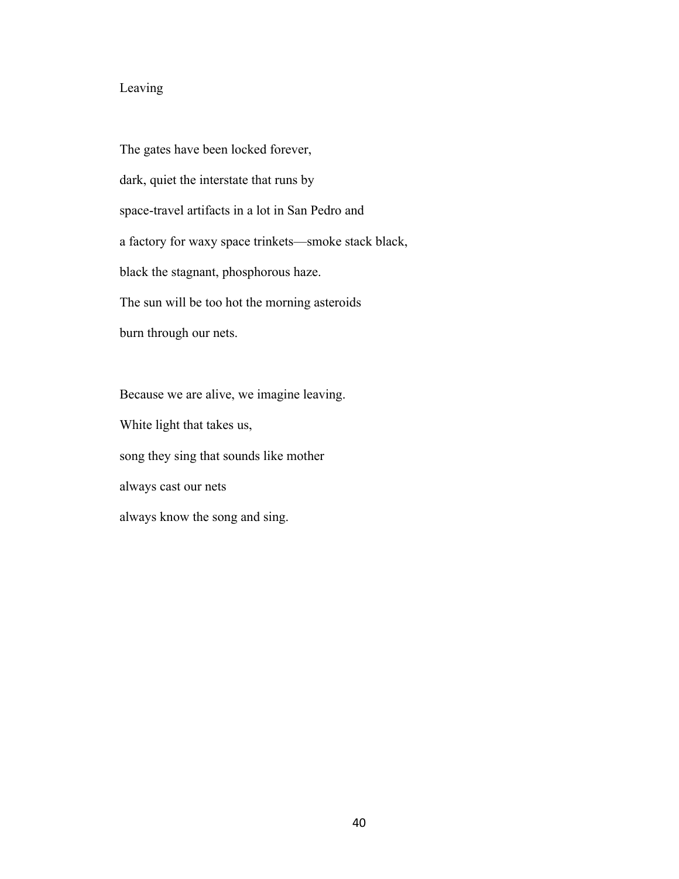## Leaving

The gates have been locked forever,  
dark, quiet the interstate that runs by  
space-travel artifacts in a lot in San Pedro and  
a factory for waxy space trinkets—smoke stack black,  
black the stagnant, phosphorous haze.  
The sun will be too hot the morning asteroids  
burn through our nets.

Because we are alive, we imagine leaving.  
White light that takes us,  
song they sing that sounds like mother  
always cast our nets  
always know the song and sing.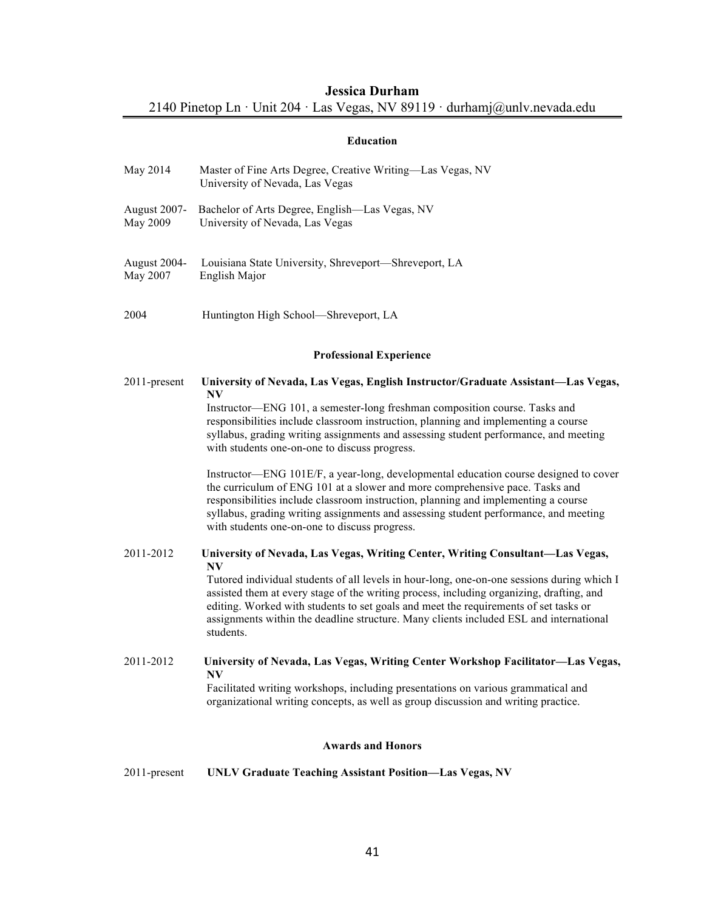**Jessica Durham**

2140 Pinetop Ln · Unit 204 · Las Vegas, NV 89119 · durhamj@unlv.nevada.edu

---

### Education

May 2014 — Master of Fine Arts Degree, Creative Writing—Las Vegas, NV
University of Nevada, Las Vegas

August 2007- May 2009 — Bachelor of Arts Degree, English—Las Vegas, NV
University of Nevada, Las Vegas

August 2004- May 2007 — Louisiana State University, Shreveport—Shreveport, LA
English Major

2004 — Huntington High School—Shreveport, LA

### Professional Experience

2011-present — **University of Nevada, Las Vegas, English Instructor/Graduate Assistant—Las Vegas, NV**

Instructor—ENG 101, a semester-long freshman composition course. Tasks and responsibilities include classroom instruction, planning and implementing a course syllabus, grading writing assignments and assessing student performance, and meeting with students one-on-one to discuss progress.

Instructor—ENG 101E/F, a year-long, developmental education course designed to cover the curriculum of ENG 101 at a slower and more comprehensive pace. Tasks and responsibilities include classroom instruction, planning and implementing a course syllabus, grading writing assignments and assessing student performance, and meeting with students one-on-one to discuss progress.

2011-2012 — **University of Nevada, Las Vegas, Writing Center, Writing Consultant—Las Vegas, NV**

Tutored individual students of all levels in hour-long, one-on-one sessions during which I assisted them at every stage of the writing process, including organizing, drafting, and editing. Worked with students to set goals and meet the requirements of set tasks or assignments within the deadline structure. Many clients included ESL and international students.

2011-2012 — **University of Nevada, Las Vegas, Writing Center Workshop Facilitator—Las Vegas, NV**

Facilitated writing workshops, including presentations on various grammatical and organizational writing concepts, as well as group discussion and writing practice.

### Awards and Honors

2011-present — **UNLV Graduate Teaching Assistant Position—Las Vegas, NV**